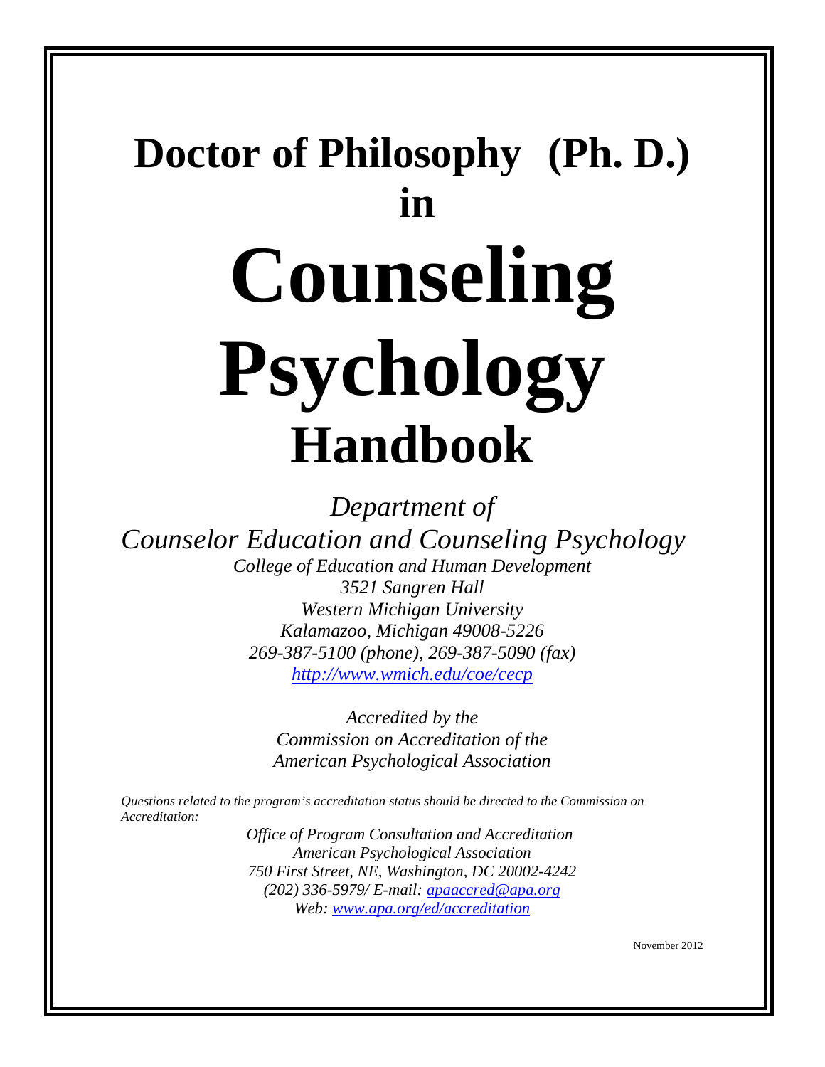# Doctor of Philosophy (Ph. D.) in Counseling Psychology Handbook

*Department of*
*Counselor Education and Counseling Psychology*

*College of Education and Human Development*
*3521 Sangren Hall*
*Western Michigan University*
*Kalamazoo, Michigan 49008-5226*
*269-387-5100 (phone), 269-387-5090 (fax)*
*http://www.wmich.edu/coe/cecp*

*Accredited by the*
*Commission on Accreditation of the*
*American Psychological Association*

*Questions related to the program's accreditation status should be directed to the Commission on Accreditation:*

*Office of Program Consultation and Accreditation*
*American Psychological Association*
*750 First Street, NE, Washington, DC 20002-4242*
*(202) 336-5979/ E-mail: apaaccred@apa.org*
*Web: www.apa.org/ed/accreditation*

November 2012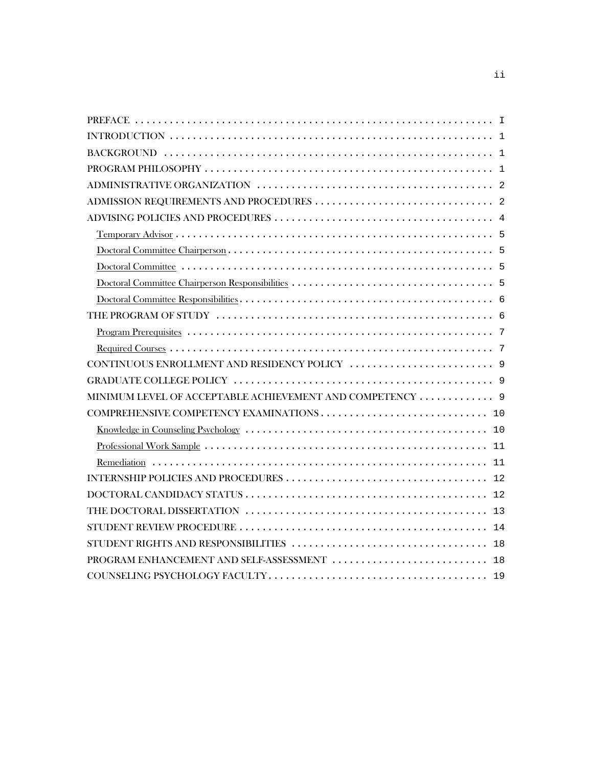| | |
|---|---|
| PREFACE | I |
| INTRODUCTION | 1 |
| BACKGROUND | 1 |
| PROGRAM PHILOSOPHY | 1 |
| ADMINISTRATIVE ORGANIZATION | 2 |
| ADMISSION REQUIREMENTS AND PROCEDURES | 2 |
| ADVISING POLICIES AND PROCEDURES | 4 |
| Temporary Advisor | 5 |
| Doctoral Committee Chairperson | 5 |
| Doctoral Committee | 5 |
| Doctoral Committee Chairperson Responsibilities | 5 |
| Doctoral Committee Responsibilities | 6 |
| THE PROGRAM OF STUDY | 6 |
| Program Prerequisites | 7 |
| Required Courses | 7 |
| CONTINUOUS ENROLLMENT AND RESIDENCY POLICY | 9 |
| GRADUATE COLLEGE POLICY | 9 |
| MINIMUM LEVEL OF ACCEPTABLE ACHIEVEMENT AND COMPETENCY | 9 |
| COMPREHENSIVE COMPETENCY EXAMINATIONS | 10 |
| Knowledge in Counseling Psychology | 10 |
| Professional Work Sample | 11 |
| Remediation | 11 |
| INTERNSHIP POLICIES AND PROCEDURES | 12 |
| DOCTORAL CANDIDACY STATUS | 12 |
| THE DOCTORAL DISSERTATION | 13 |
| STUDENT REVIEW PROCEDURE | 14 |
| STUDENT RIGHTS AND RESPONSIBILITIES | 18 |
| PROGRAM ENHANCEMENT AND SELF-ASSESSMENT | 18 |
| COUNSELING PSYCHOLOGY FACULTY | 19 |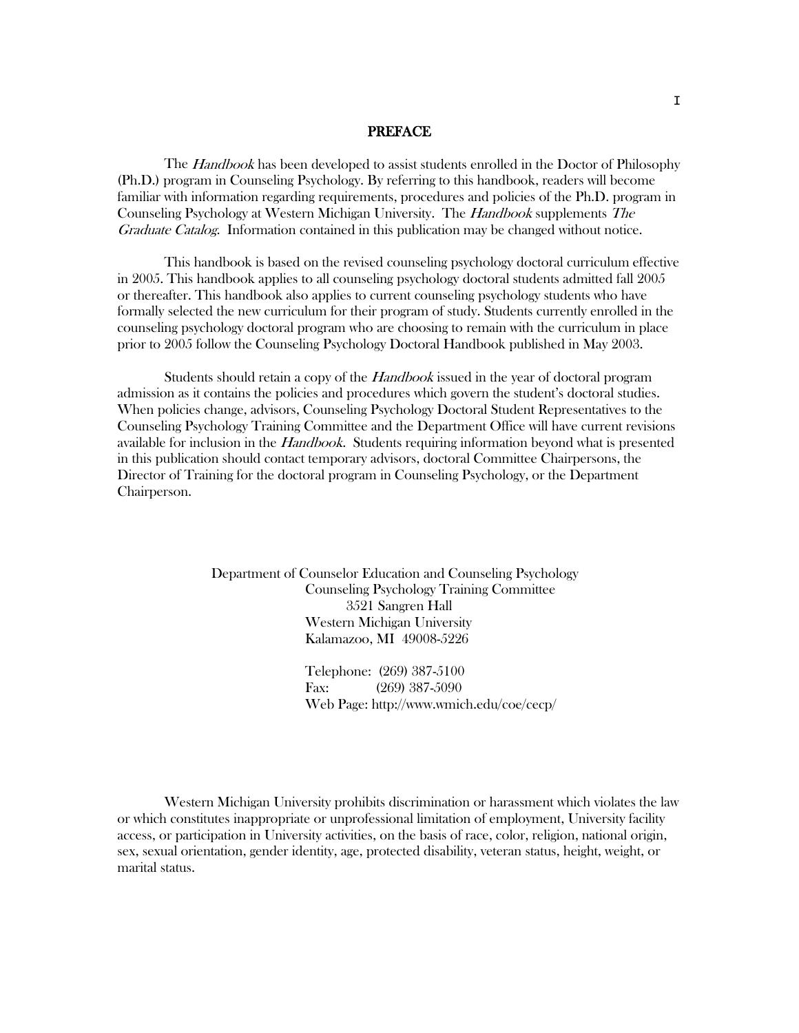# PREFACE

The *Handbook* has been developed to assist students enrolled in the Doctor of Philosophy (Ph.D.) program in Counseling Psychology. By referring to this handbook, readers will become familiar with information regarding requirements, procedures and policies of the Ph.D. program in Counseling Psychology at Western Michigan University. The *Handbook* supplements *The Graduate Catalog*. Information contained in this publication may be changed without notice.

This handbook is based on the revised counseling psychology doctoral curriculum effective in 2005. This handbook applies to all counseling psychology doctoral students admitted fall 2005 or thereafter. This handbook also applies to current counseling psychology students who have formally selected the new curriculum for their program of study. Students currently enrolled in the counseling psychology doctoral program who are choosing to remain with the curriculum in place prior to 2005 follow the Counseling Psychology Doctoral Handbook published in May 2003.

Students should retain a copy of the *Handbook* issued in the year of doctoral program admission as it contains the policies and procedures which govern the student's doctoral studies. When policies change, advisors, Counseling Psychology Doctoral Student Representatives to the Counseling Psychology Training Committee and the Department Office will have current revisions available for inclusion in the *Handbook*. Students requiring information beyond what is presented in this publication should contact temporary advisors, doctoral Committee Chairpersons, the Director of Training for the doctoral program in Counseling Psychology, or the Department Chairperson.

Department of Counselor Education and Counseling Psychology
Counseling Psychology Training Committee
3521 Sangren Hall
Western Michigan University
Kalamazoo, MI 49008-5226

Telephone: (269) 387-5100
Fax: (269) 387-5090
Web Page: http://www.wmich.edu/coe/cecp/

Western Michigan University prohibits discrimination or harassment which violates the law or which constitutes inappropriate or unprofessional limitation of employment, University facility access, or participation in University activities, on the basis of race, color, religion, national origin, sex, sexual orientation, gender identity, age, protected disability, veteran status, height, weight, or marital status.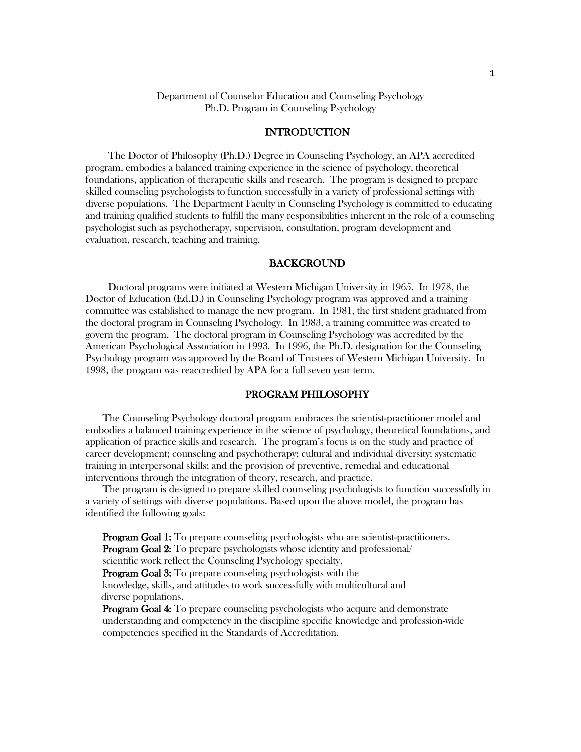Department of Counselor Education and Counseling Psychology
Ph.D. Program in Counseling Psychology

## INTRODUCTION

The Doctor of Philosophy (Ph.D.) Degree in Counseling Psychology, an APA accredited program, embodies a balanced training experience in the science of psychology, theoretical foundations, application of therapeutic skills and research. The program is designed to prepare skilled counseling psychologists to function successfully in a variety of professional settings with diverse populations. The Department Faculty in Counseling Psychology is committed to educating and training qualified students to fulfill the many responsibilities inherent in the role of a counseling psychologist such as psychotherapy, supervision, consultation, program development and evaluation, research, teaching and training.

## BACKGROUND

Doctoral programs were initiated at Western Michigan University in 1965. In 1978, the Doctor of Education (Ed.D.) in Counseling Psychology program was approved and a training committee was established to manage the new program. In 1981, the first student graduated from the doctoral program in Counseling Psychology. In 1983, a training committee was created to govern the program. The doctoral program in Counseling Psychology was accredited by the American Psychological Association in 1993. In 1996, the Ph.D. designation for the Counseling Psychology program was approved by the Board of Trustees of Western Michigan University. In 1998, the program was reaccredited by APA for a full seven year term.

## PROGRAM PHILOSOPHY

The Counseling Psychology doctoral program embraces the scientist-practitioner model and embodies a balanced training experience in the science of psychology, theoretical foundations, and application of practice skills and research. The program's focus is on the study and practice of career development; counseling and psychotherapy; cultural and individual diversity; systematic training in interpersonal skills; and the provision of preventive, remedial and educational interventions through the integration of theory, research, and practice.

The program is designed to prepare skilled counseling psychologists to function successfully in a variety of settings with diverse populations. Based upon the above model, the program has identified the following goals:

**Program Goal 1:** To prepare counseling psychologists who are scientist-practitioners.
**Program Goal 2:** To prepare psychologists whose identity and professional/ scientific work reflect the Counseling Psychology specialty.
**Program Goal 3:** To prepare counseling psychologists with the knowledge, skills, and attitudes to work successfully with multicultural and diverse populations.
**Program Goal 4:** To prepare counseling psychologists who acquire and demonstrate understanding and competency in the discipline specific knowledge and profession-wide competencies specified in the Standards of Accreditation.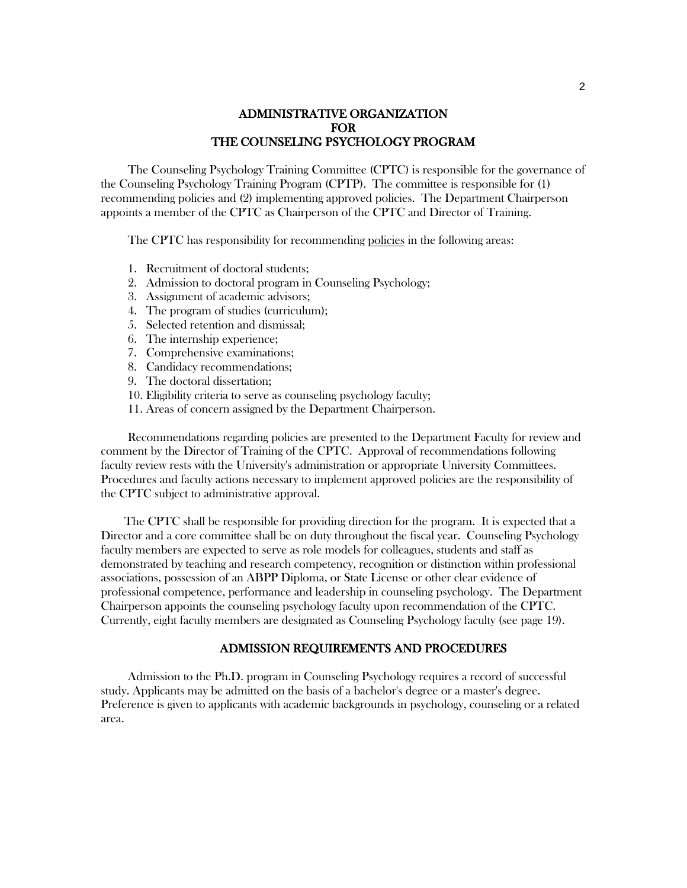## ADMINISTRATIVE ORGANIZATION FOR THE COUNSELING PSYCHOLOGY PROGRAM

The Counseling Psychology Training Committee (CPTC) is responsible for the governance of the Counseling Psychology Training Program (CPTP). The committee is responsible for (1) recommending policies and (2) implementing approved policies. The Department Chairperson appoints a member of the CPTC as Chairperson of the CPTC and Director of Training.

The CPTC has responsibility for recommending <u>policies</u> in the following areas:

1. Recruitment of doctoral students;
2. Admission to doctoral program in Counseling Psychology;
3. Assignment of academic advisors;
4. The program of studies (curriculum);
5. Selected retention and dismissal;
6. The internship experience;
7. Comprehensive examinations;
8. Candidacy recommendations;
9. The doctoral dissertation;
10. Eligibility criteria to serve as counseling psychology faculty;
11. Areas of concern assigned by the Department Chairperson.

Recommendations regarding policies are presented to the Department Faculty for review and comment by the Director of Training of the CPTC. Approval of recommendations following faculty review rests with the University's administration or appropriate University Committees. Procedures and faculty actions necessary to implement approved policies are the responsibility of the CPTC subject to administrative approval.

The CPTC shall be responsible for providing direction for the program. It is expected that a Director and a core committee shall be on duty throughout the fiscal year. Counseling Psychology faculty members are expected to serve as role models for colleagues, students and staff as demonstrated by teaching and research competency, recognition or distinction within professional associations, possession of an ABPP Diploma, or State License or other clear evidence of professional competence, performance and leadership in counseling psychology. The Department Chairperson appoints the counseling psychology faculty upon recommendation of the CPTC. Currently, eight faculty members are designated as Counseling Psychology faculty (see page 19).

## ADMISSION REQUIREMENTS AND PROCEDURES

Admission to the Ph.D. program in Counseling Psychology requires a record of successful study. Applicants may be admitted on the basis of a bachelor's degree or a master's degree. Preference is given to applicants with academic backgrounds in psychology, counseling or a related area.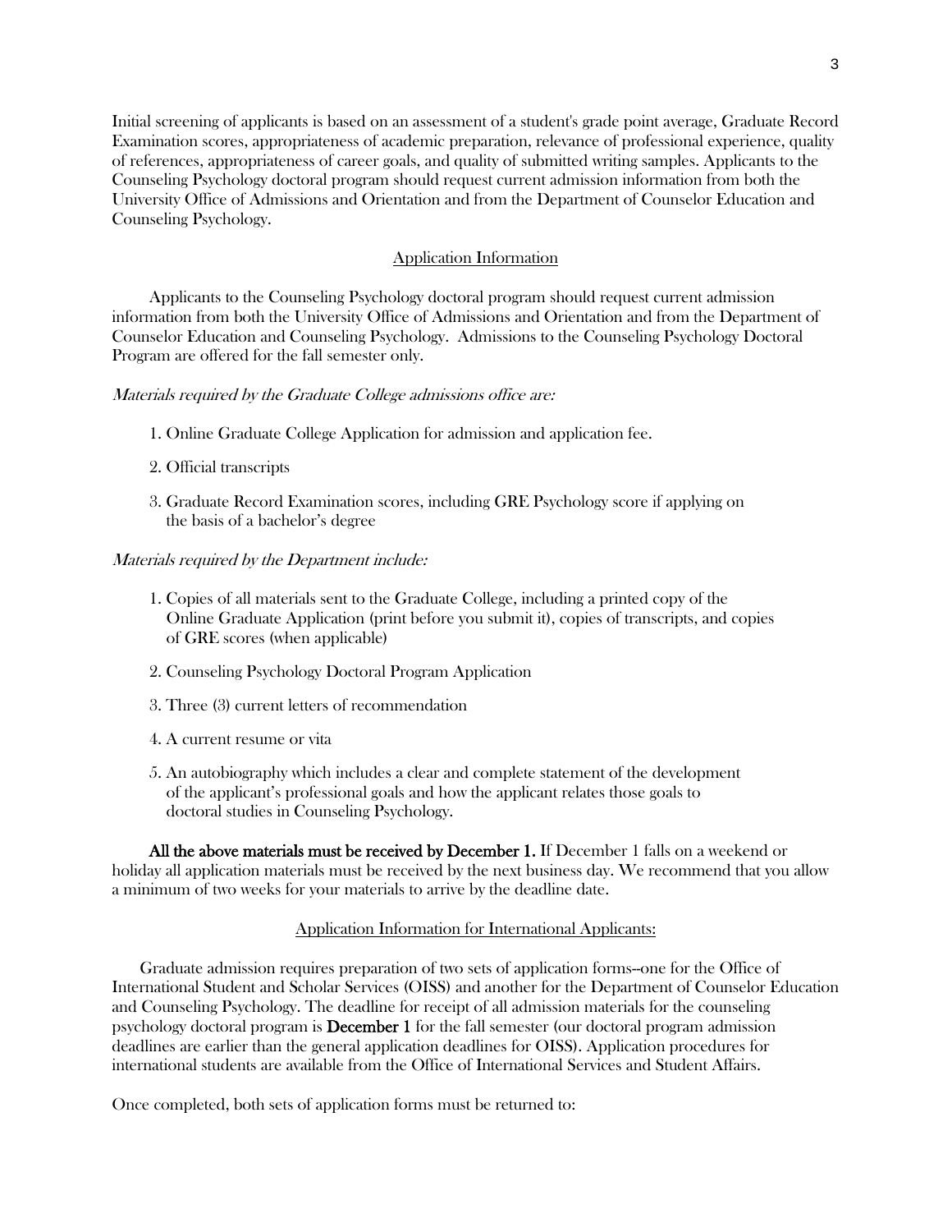Initial screening of applicants is based on an assessment of a student's grade point average, Graduate Record Examination scores, appropriateness of academic preparation, relevance of professional experience, quality of references, appropriateness of career goals, and quality of submitted writing samples. Applicants to the Counseling Psychology doctoral program should request current admission information from both the University Office of Admissions and Orientation and from the Department of Counselor Education and Counseling Psychology.

## Application Information

Applicants to the Counseling Psychology doctoral program should request current admission information from both the University Office of Admissions and Orientation and from the Department of Counselor Education and Counseling Psychology. Admissions to the Counseling Psychology Doctoral Program are offered for the fall semester only.

*Materials required by the Graduate College admissions office are:*

1. Online Graduate College Application for admission and application fee.
2. Official transcripts
3. Graduate Record Examination scores, including GRE Psychology score if applying on the basis of a bachelor's degree

*Materials required by the Department include:*

1. Copies of all materials sent to the Graduate College, including a printed copy of the Online Graduate Application (print before you submit it), copies of transcripts, and copies of GRE scores (when applicable)
2. Counseling Psychology Doctoral Program Application
3. Three (3) current letters of recommendation
4. A current resume or vita
5. An autobiography which includes a clear and complete statement of the development of the applicant's professional goals and how the applicant relates those goals to doctoral studies in Counseling Psychology.

**All the above materials must be received by December 1.** If December 1 falls on a weekend or holiday all application materials must be received by the next business day. We recommend that you allow a minimum of two weeks for your materials to arrive by the deadline date.

## Application Information for International Applicants:

Graduate admission requires preparation of two sets of application forms--one for the Office of International Student and Scholar Services (OISS) and another for the Department of Counselor Education and Counseling Psychology. The deadline for receipt of all admission materials for the counseling psychology doctoral program is **December 1** for the fall semester (our doctoral program admission deadlines are earlier than the general application deadlines for OISS). Application procedures for international students are available from the Office of International Services and Student Affairs.

Once completed, both sets of application forms must be returned to: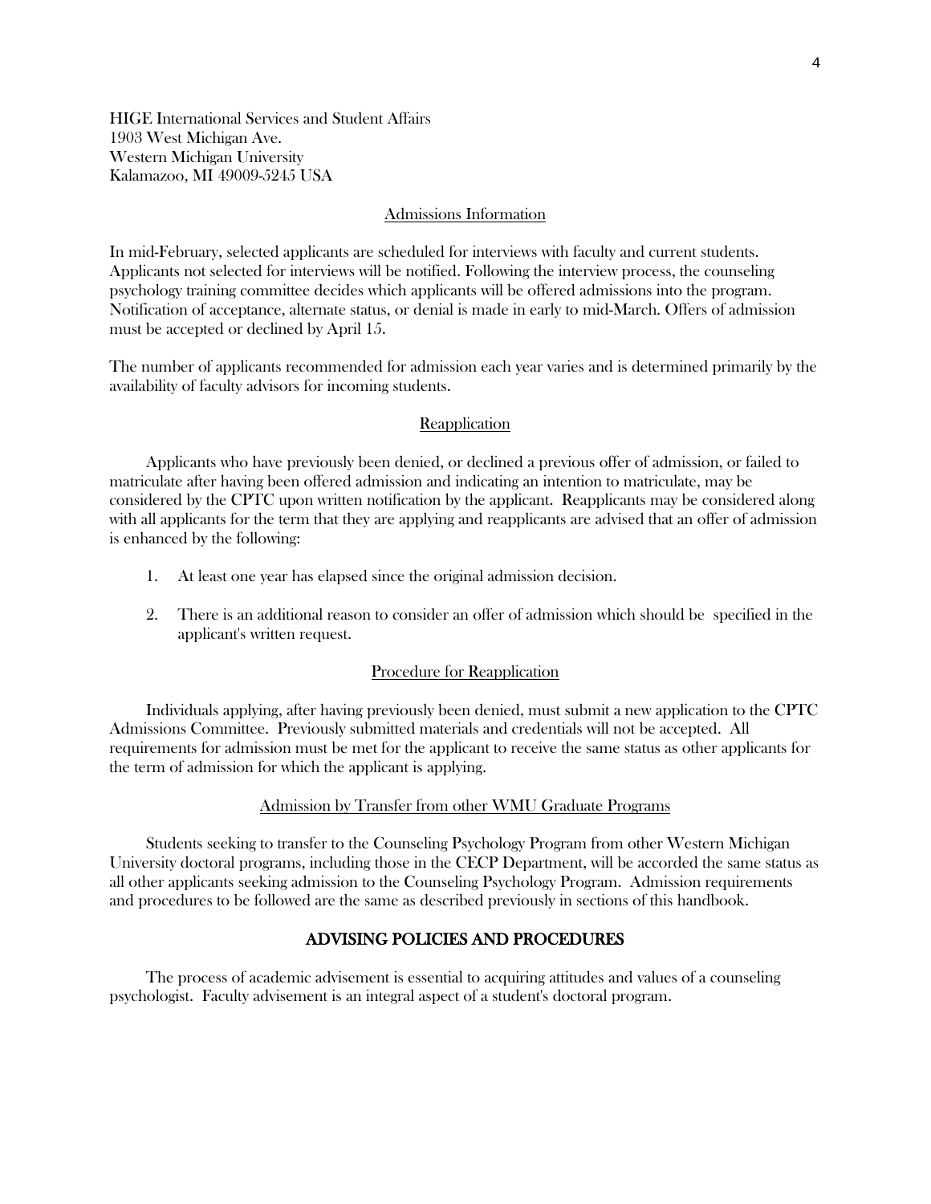HIGE International Services and Student Affairs
1903 West Michigan Ave.
Western Michigan University
Kalamazoo, MI 49009-5245 USA

## Admissions Information

In mid-February, selected applicants are scheduled for interviews with faculty and current students. Applicants not selected for interviews will be notified. Following the interview process, the counseling psychology training committee decides which applicants will be offered admissions into the program. Notification of acceptance, alternate status, or denial is made in early to mid-March. Offers of admission must be accepted or declined by April 15.

The number of applicants recommended for admission each year varies and is determined primarily by the availability of faculty advisors for incoming students.

## Reapplication

Applicants who have previously been denied, or declined a previous offer of admission, or failed to matriculate after having been offered admission and indicating an intention to matriculate, may be considered by the CPTC upon written notification by the applicant. Reapplicants may be considered along with all applicants for the term that they are applying and reapplicants are advised that an offer of admission is enhanced by the following:

1. At least one year has elapsed since the original admission decision.
2. There is an additional reason to consider an offer of admission which should be specified in the applicant's written request.

## Procedure for Reapplication

Individuals applying, after having previously been denied, must submit a new application to the CPTC Admissions Committee. Previously submitted materials and credentials will not be accepted. All requirements for admission must be met for the applicant to receive the same status as other applicants for the term of admission for which the applicant is applying.

## Admission by Transfer from other WMU Graduate Programs

Students seeking to transfer to the Counseling Psychology Program from other Western Michigan University doctoral programs, including those in the CECP Department, will be accorded the same status as all other applicants seeking admission to the Counseling Psychology Program. Admission requirements and procedures to be followed are the same as described previously in sections of this handbook.

# ADVISING POLICIES AND PROCEDURES

The process of academic advisement is essential to acquiring attitudes and values of a counseling psychologist. Faculty advisement is an integral aspect of a student's doctoral program.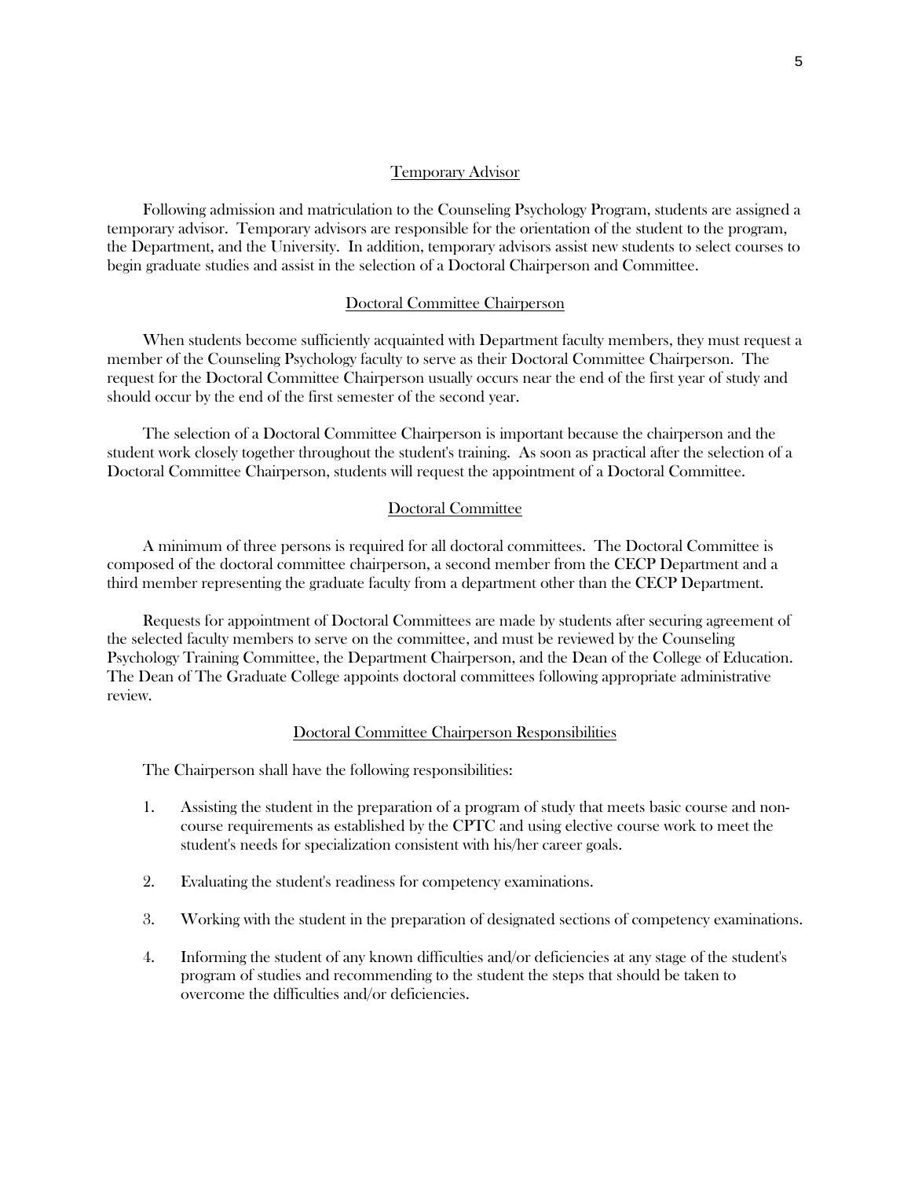## Temporary Advisor

Following admission and matriculation to the Counseling Psychology Program, students are assigned a temporary advisor. Temporary advisors are responsible for the orientation of the student to the program, the Department, and the University. In addition, temporary advisors assist new students to select courses to begin graduate studies and assist in the selection of a Doctoral Chairperson and Committee.

## Doctoral Committee Chairperson

When students become sufficiently acquainted with Department faculty members, they must request a member of the Counseling Psychology faculty to serve as their Doctoral Committee Chairperson. The request for the Doctoral Committee Chairperson usually occurs near the end of the first year of study and should occur by the end of the first semester of the second year.

The selection of a Doctoral Committee Chairperson is important because the chairperson and the student work closely together throughout the student's training. As soon as practical after the selection of a Doctoral Committee Chairperson, students will request the appointment of a Doctoral Committee.

## Doctoral Committee

A minimum of three persons is required for all doctoral committees. The Doctoral Committee is composed of the doctoral committee chairperson, a second member from the CECP Department and a third member representing the graduate faculty from a department other than the CECP Department.

Requests for appointment of Doctoral Committees are made by students after securing agreement of the selected faculty members to serve on the committee, and must be reviewed by the Counseling Psychology Training Committee, the Department Chairperson, and the Dean of the College of Education. The Dean of The Graduate College appoints doctoral committees following appropriate administrative review.

## Doctoral Committee Chairperson Responsibilities

The Chairperson shall have the following responsibilities:

1. Assisting the student in the preparation of a program of study that meets basic course and non-course requirements as established by the CPTC and using elective course work to meet the student's needs for specialization consistent with his/her career goals.
2. Evaluating the student's readiness for competency examinations.
3. Working with the student in the preparation of designated sections of competency examinations.
4. Informing the student of any known difficulties and/or deficiencies at any stage of the student's program of studies and recommending to the student the steps that should be taken to overcome the difficulties and/or deficiencies.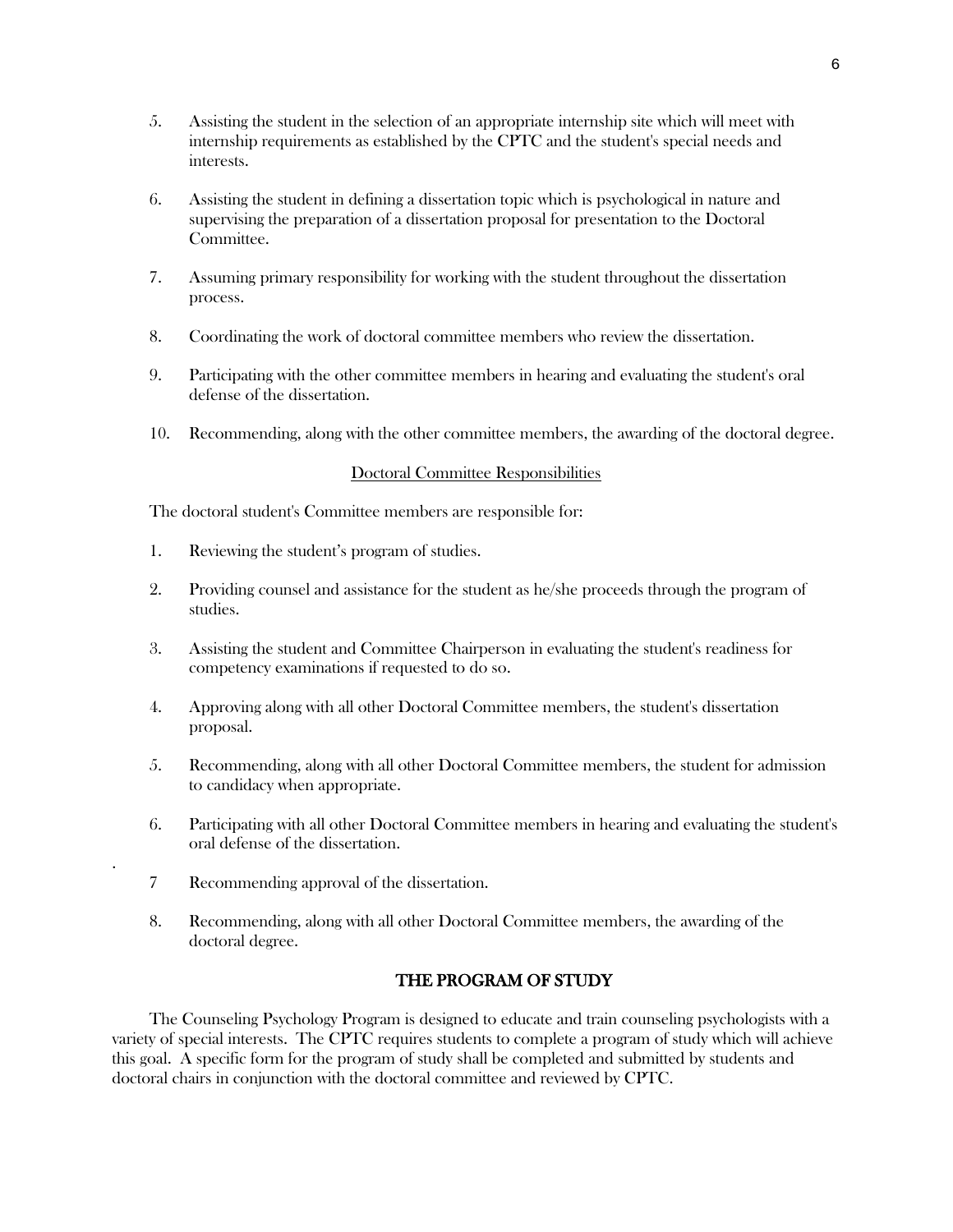5. Assisting the student in the selection of an appropriate internship site which will meet with internship requirements as established by the CPTC and the student's special needs and interests.

6. Assisting the student in defining a dissertation topic which is psychological in nature and supervising the preparation of a dissertation proposal for presentation to the Doctoral Committee.

7. Assuming primary responsibility for working with the student throughout the dissertation process.

8. Coordinating the work of doctoral committee members who review the dissertation.

9. Participating with the other committee members in hearing and evaluating the student's oral defense of the dissertation.

10. Recommending, along with the other committee members, the awarding of the doctoral degree.

<u>Doctoral Committee Responsibilities</u>

The doctoral student's Committee members are responsible for:

1. Reviewing the student's program of studies.

2. Providing counsel and assistance for the student as he/she proceeds through the program of studies.

3. Assisting the student and Committee Chairperson in evaluating the student's readiness for competency examinations if requested to do so.

4. Approving along with all other Doctoral Committee members, the student's dissertation proposal.

5. Recommending, along with all other Doctoral Committee members, the student for admission to candidacy when appropriate.

6. Participating with all other Doctoral Committee members in hearing and evaluating the student's oral defense of the dissertation.

7 Recommending approval of the dissertation.

8. Recommending, along with all other Doctoral Committee members, the awarding of the doctoral degree.

## THE PROGRAM OF STUDY

The Counseling Psychology Program is designed to educate and train counseling psychologists with a variety of special interests. The CPTC requires students to complete a program of study which will achieve this goal. A specific form for the program of study shall be completed and submitted by students and doctoral chairs in conjunction with the doctoral committee and reviewed by CPTC.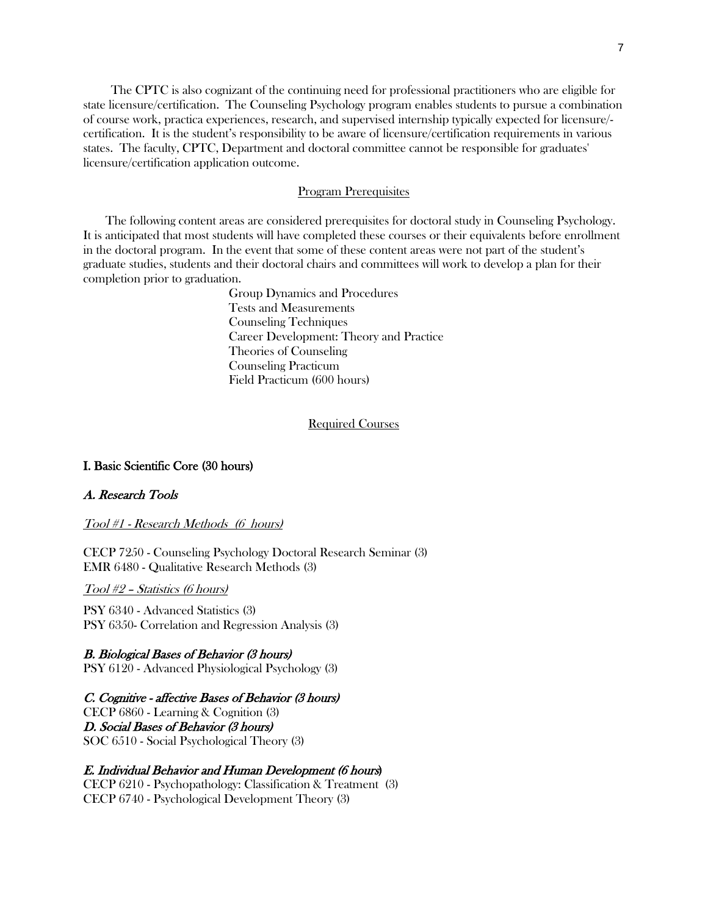The CPTC is also cognizant of the continuing need for professional practitioners who are eligible for state licensure/certification. The Counseling Psychology program enables students to pursue a combination of course work, practica experiences, research, and supervised internship typically expected for licensure/-certification. It is the student's responsibility to be aware of licensure/certification requirements in various states. The faculty, CPTC, Department and doctoral committee cannot be responsible for graduates' licensure/certification application outcome.

## Program Prerequisites

The following content areas are considered prerequisites for doctoral study in Counseling Psychology. It is anticipated that most students will have completed these courses or their equivalents before enrollment in the doctoral program. In the event that some of these content areas were not part of the student's graduate studies, students and their doctoral chairs and committees will work to develop a plan for their completion prior to graduation.

- Group Dynamics and Procedures
- Tests and Measurements
- Counseling Techniques
- Career Development: Theory and Practice
- Theories of Counseling
- Counseling Practicum
- Field Practicum (600 hours)

## Required Courses

### I. Basic Scientific Core (30 hours)

#### *A. Research Tools*

*Tool #1 - Research Methods (6 hours)*

CECP 7250 - Counseling Psychology Doctoral Research Seminar (3)
EMR 6480 - Qualitative Research Methods (3)

*Tool #2 – Statistics (6 hours)*

PSY 6340 - Advanced Statistics (3)
PSY 6350- Correlation and Regression Analysis (3)

#### *B. Biological Bases of Behavior (3 hours)*

PSY 6120 - Advanced Physiological Psychology (3)

#### *C. Cognitive - affective Bases of Behavior (3 hours)*

CECP 6860 - Learning & Cognition (3)

#### *D. Social Bases of Behavior (3 hours)*

SOC 6510 - Social Psychological Theory (3)

#### *E. Individual Behavior and Human Development (6 hours)*

CECP 6210 - Psychopathology: Classification & Treatment (3)
CECP 6740 - Psychological Development Theory (3)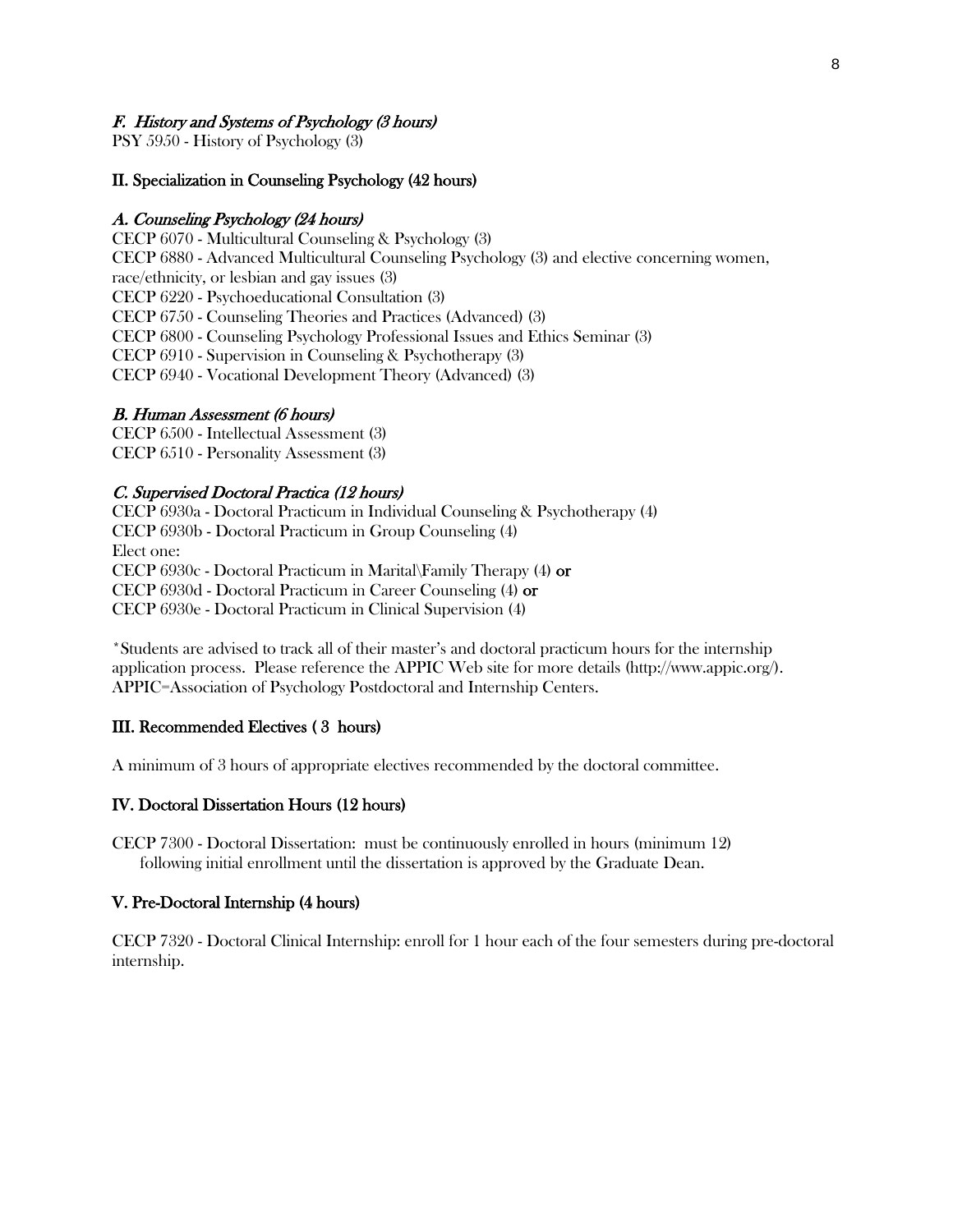### *F. History and Systems of Psychology (3 hours)*

PSY 5950 - History of Psychology (3)

## II. Specialization in Counseling Psychology (42 hours)

### *A. Counseling Psychology (24 hours)*

CECP 6070 - Multicultural Counseling & Psychology (3)
CECP 6880 - Advanced Multicultural Counseling Psychology (3) and elective concerning women, race/ethnicity, or lesbian and gay issues (3)
CECP 6220 - Psychoeducational Consultation (3)
CECP 6750 - Counseling Theories and Practices (Advanced) (3)
CECP 6800 - Counseling Psychology Professional Issues and Ethics Seminar (3)
CECP 6910 - Supervision in Counseling & Psychotherapy (3)
CECP 6940 - Vocational Development Theory (Advanced) (3)

### *B. Human Assessment (6 hours)*

CECP 6500 - Intellectual Assessment (3)
CECP 6510 - Personality Assessment (3)

### *C. Supervised Doctoral Practica (12 hours)*

CECP 6930a - Doctoral Practicum in Individual Counseling & Psychotherapy (4)
CECP 6930b - Doctoral Practicum in Group Counseling (4)
Elect one:
CECP 6930c - Doctoral Practicum in Marital\Family Therapy (4) **or**
CECP 6930d - Doctoral Practicum in Career Counseling (4) **or**
CECP 6930e - Doctoral Practicum in Clinical Supervision (4)

*Students are advised to track all of their master's and doctoral practicum hours for the internship application process. Please reference the APPIC Web site for more details (http://www.appic.org/). APPIC=Association of Psychology Postdoctoral and Internship Centers.

## III. Recommended Electives ( 3 hours)

A minimum of 3 hours of appropriate electives recommended by the doctoral committee.

## IV. Doctoral Dissertation Hours (12 hours)

CECP 7300 - Doctoral Dissertation: must be continuously enrolled in hours (minimum 12) following initial enrollment until the dissertation is approved by the Graduate Dean.

## V. Pre-Doctoral Internship (4 hours)

CECP 7320 - Doctoral Clinical Internship: enroll for 1 hour each of the four semesters during pre-doctoral internship.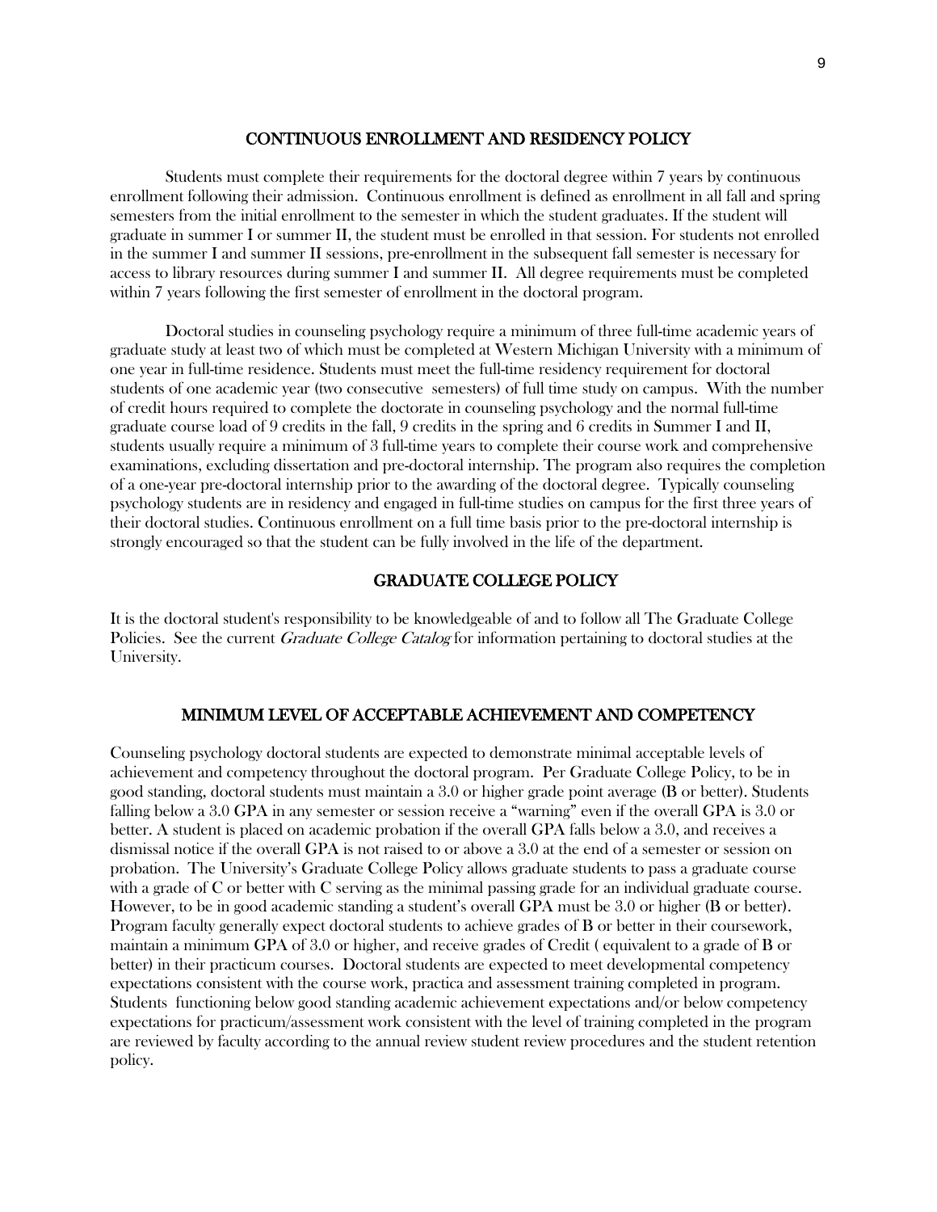## CONTINUOUS ENROLLMENT AND RESIDENCY POLICY

Students must complete their requirements for the doctoral degree within 7 years by continuous enrollment following their admission. Continuous enrollment is defined as enrollment in all fall and spring semesters from the initial enrollment to the semester in which the student graduates. If the student will graduate in summer I or summer II, the student must be enrolled in that session. For students not enrolled in the summer I and summer II sessions, pre-enrollment in the subsequent fall semester is necessary for access to library resources during summer I and summer II. All degree requirements must be completed within 7 years following the first semester of enrollment in the doctoral program.

Doctoral studies in counseling psychology require a minimum of three full-time academic years of graduate study at least two of which must be completed at Western Michigan University with a minimum of one year in full-time residence. Students must meet the full-time residency requirement for doctoral students of one academic year (two consecutive semesters) of full time study on campus. With the number of credit hours required to complete the doctorate in counseling psychology and the normal full-time graduate course load of 9 credits in the fall, 9 credits in the spring and 6 credits in Summer I and II, students usually require a minimum of 3 full-time years to complete their course work and comprehensive examinations, excluding dissertation and pre-doctoral internship. The program also requires the completion of a one-year pre-doctoral internship prior to the awarding of the doctoral degree. Typically counseling psychology students are in residency and engaged in full-time studies on campus for the first three years of their doctoral studies. Continuous enrollment on a full time basis prior to the pre-doctoral internship is strongly encouraged so that the student can be fully involved in the life of the department.

## GRADUATE COLLEGE POLICY

It is the doctoral student's responsibility to be knowledgeable of and to follow all The Graduate College Policies. See the current *Graduate College Catalog* for information pertaining to doctoral studies at the University.

## MINIMUM LEVEL OF ACCEPTABLE ACHIEVEMENT AND COMPETENCY

Counseling psychology doctoral students are expected to demonstrate minimal acceptable levels of achievement and competency throughout the doctoral program. Per Graduate College Policy, to be in good standing, doctoral students must maintain a 3.0 or higher grade point average (B or better). Students falling below a 3.0 GPA in any semester or session receive a "warning" even if the overall GPA is 3.0 or better. A student is placed on academic probation if the overall GPA falls below a 3.0, and receives a dismissal notice if the overall GPA is not raised to or above a 3.0 at the end of a semester or session on probation. The University's Graduate College Policy allows graduate students to pass a graduate course with a grade of C or better with C serving as the minimal passing grade for an individual graduate course. However, to be in good academic standing a student's overall GPA must be 3.0 or higher (B or better). Program faculty generally expect doctoral students to achieve grades of B or better in their coursework, maintain a minimum GPA of 3.0 or higher, and receive grades of Credit ( equivalent to a grade of B or better) in their practicum courses. Doctoral students are expected to meet developmental competency expectations consistent with the course work, practica and assessment training completed in program. Students functioning below good standing academic achievement expectations and/or below competency expectations for practicum/assessment work consistent with the level of training completed in the program are reviewed by faculty according to the annual review student review procedures and the student retention policy.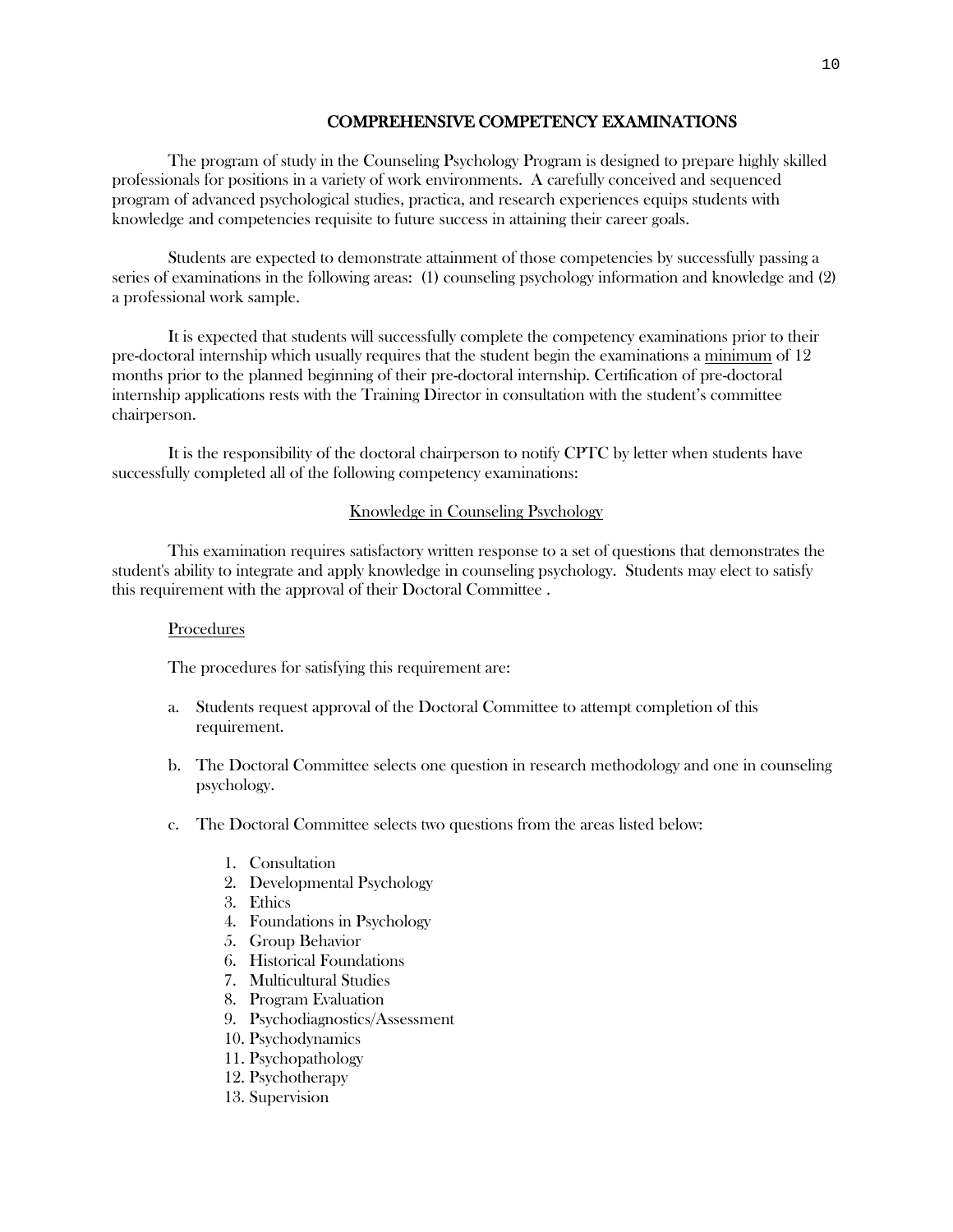## COMPREHENSIVE COMPETENCY EXAMINATIONS

The program of study in the Counseling Psychology Program is designed to prepare highly skilled professionals for positions in a variety of work environments. A carefully conceived and sequenced program of advanced psychological studies, practica, and research experiences equips students with knowledge and competencies requisite to future success in attaining their career goals.

Students are expected to demonstrate attainment of those competencies by successfully passing a series of examinations in the following areas: (1) counseling psychology information and knowledge and (2) a professional work sample.

It is expected that students will successfully complete the competency examinations prior to their pre-doctoral internship which usually requires that the student begin the examinations a <u>minimum</u> of 12 months prior to the planned beginning of their pre-doctoral internship. Certification of pre-doctoral internship applications rests with the Training Director in consultation with the student's committee chairperson.

It is the responsibility of the doctoral chairperson to notify CPTC by letter when students have successfully completed all of the following competency examinations:

### <u>Knowledge in Counseling Psychology</u>

This examination requires satisfactory written response to a set of questions that demonstrates the student's ability to integrate and apply knowledge in counseling psychology. Students may elect to satisfy this requirement with the approval of their Doctoral Committee .

#### <u>Procedures</u>

The procedures for satisfying this requirement are:

a. Students request approval of the Doctoral Committee to attempt completion of this requirement.

b. The Doctoral Committee selects one question in research methodology and one in counseling psychology.

c. The Doctoral Committee selects two questions from the areas listed below:

    1. Consultation
    2. Developmental Psychology
    3. Ethics
    4. Foundations in Psychology
    5. Group Behavior
    6. Historical Foundations
    7. Multicultural Studies
    8. Program Evaluation
    9. Psychodiagnostics/Assessment
    10. Psychodynamics
    11. Psychopathology
    12. Psychotherapy
    13. Supervision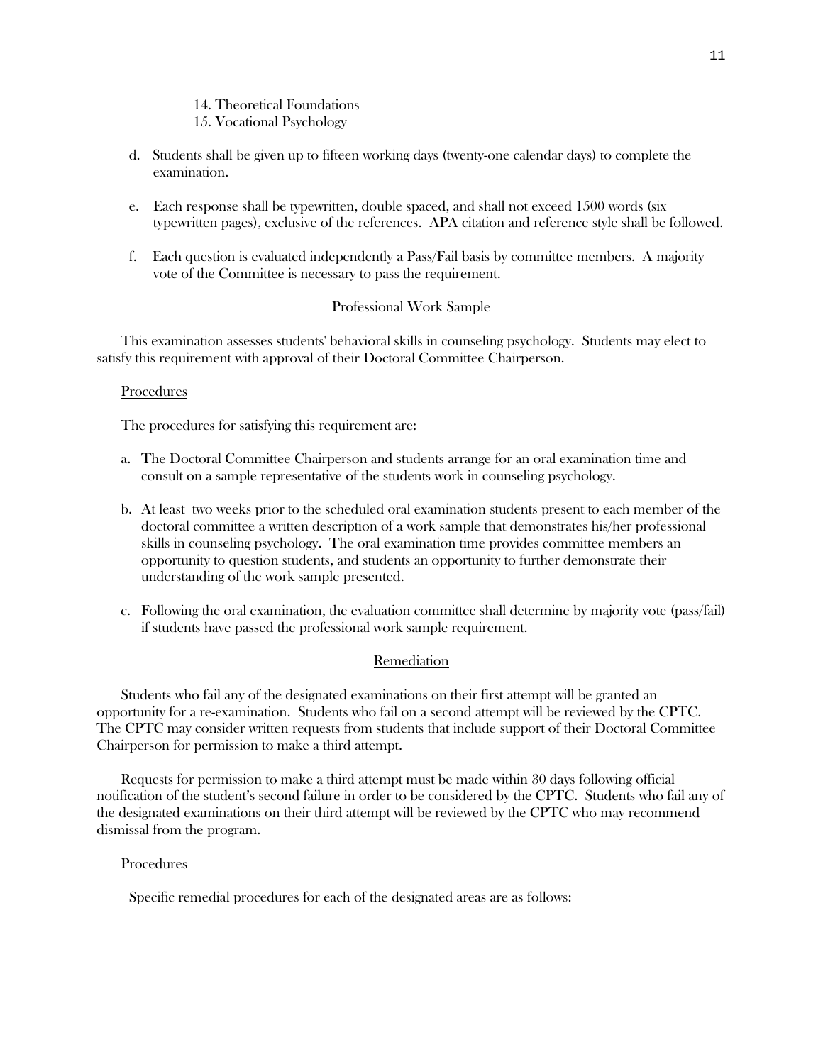14. Theoretical Foundations
15. Vocational Psychology

d. Students shall be given up to fifteen working days (twenty-one calendar days) to complete the examination.

e. Each response shall be typewritten, double spaced, and shall not exceed 1500 words (six typewritten pages), exclusive of the references. APA citation and reference style shall be followed.

f. Each question is evaluated independently a Pass/Fail basis by committee members. A majority vote of the Committee is necessary to pass the requirement.

## Professional Work Sample

This examination assesses students' behavioral skills in counseling psychology. Students may elect to satisfy this requirement with approval of their Doctoral Committee Chairperson.

### Procedures

The procedures for satisfying this requirement are:

a. The Doctoral Committee Chairperson and students arrange for an oral examination time and consult on a sample representative of the students work in counseling psychology.

b. At least two weeks prior to the scheduled oral examination students present to each member of the doctoral committee a written description of a work sample that demonstrates his/her professional skills in counseling psychology. The oral examination time provides committee members an opportunity to question students, and students an opportunity to further demonstrate their understanding of the work sample presented.

c. Following the oral examination, the evaluation committee shall determine by majority vote (pass/fail) if students have passed the professional work sample requirement.

## Remediation

Students who fail any of the designated examinations on their first attempt will be granted an opportunity for a re-examination. Students who fail on a second attempt will be reviewed by the CPTC. The CPTC may consider written requests from students that include support of their Doctoral Committee Chairperson for permission to make a third attempt.

Requests for permission to make a third attempt must be made within 30 days following official notification of the student's second failure in order to be considered by the CPTC. Students who fail any of the designated examinations on their third attempt will be reviewed by the CPTC who may recommend dismissal from the program.

### Procedures

Specific remedial procedures for each of the designated areas are as follows: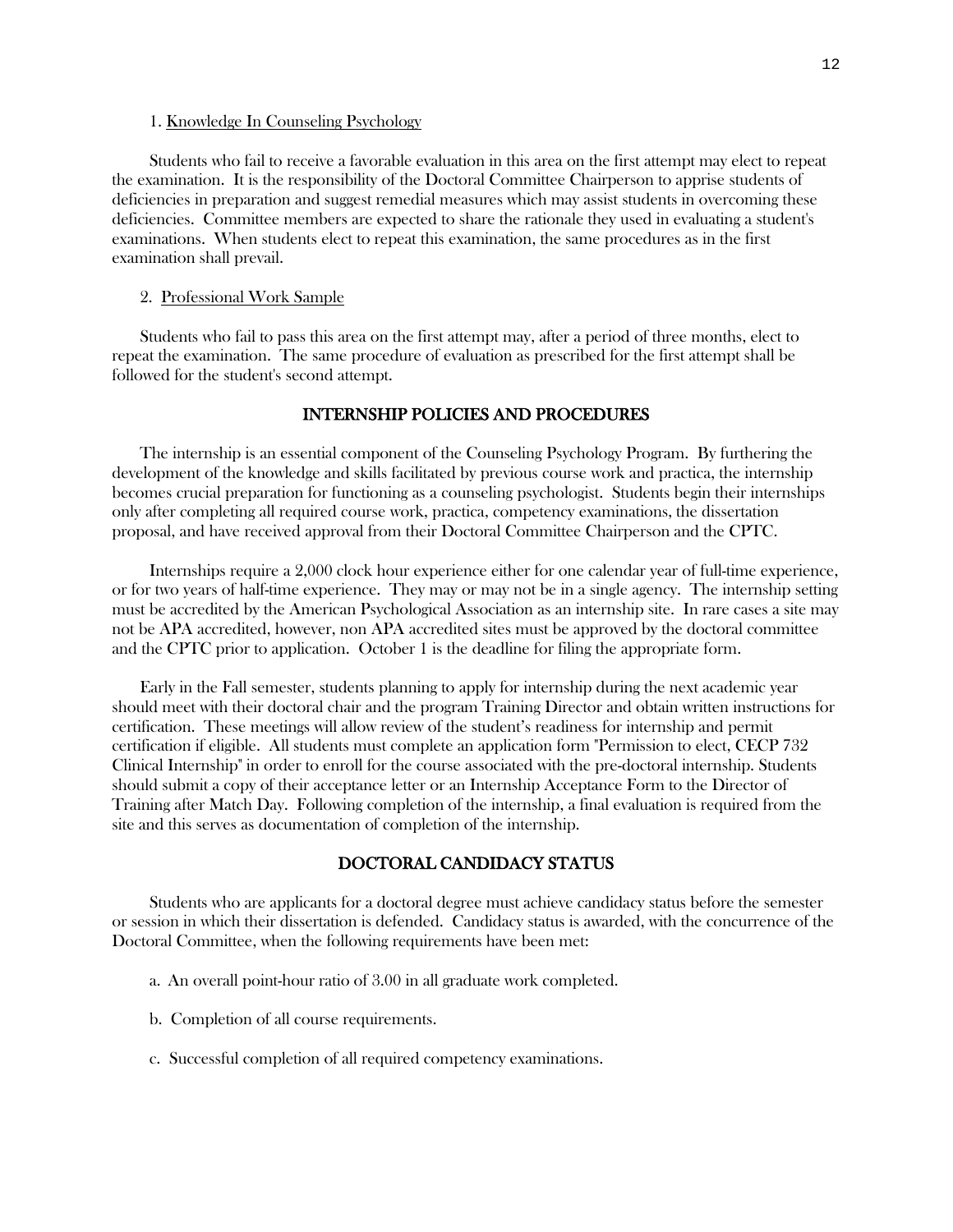1. Knowledge In Counseling Psychology

Students who fail to receive a favorable evaluation in this area on the first attempt may elect to repeat the examination. It is the responsibility of the Doctoral Committee Chairperson to apprise students of deficiencies in preparation and suggest remedial measures which may assist students in overcoming these deficiencies. Committee members are expected to share the rationale they used in evaluating a student's examinations. When students elect to repeat this examination, the same procedures as in the first examination shall prevail.

2. Professional Work Sample

Students who fail to pass this area on the first attempt may, after a period of three months, elect to repeat the examination. The same procedure of evaluation as prescribed for the first attempt shall be followed for the student's second attempt.

## INTERNSHIP POLICIES AND PROCEDURES

The internship is an essential component of the Counseling Psychology Program. By furthering the development of the knowledge and skills facilitated by previous course work and practica, the internship becomes crucial preparation for functioning as a counseling psychologist. Students begin their internships only after completing all required course work, practica, competency examinations, the dissertation proposal, and have received approval from their Doctoral Committee Chairperson and the CPTC.

Internships require a 2,000 clock hour experience either for one calendar year of full-time experience, or for two years of half-time experience. They may or may not be in a single agency. The internship setting must be accredited by the American Psychological Association as an internship site. In rare cases a site may not be APA accredited, however, non APA accredited sites must be approved by the doctoral committee and the CPTC prior to application. October 1 is the deadline for filing the appropriate form.

Early in the Fall semester, students planning to apply for internship during the next academic year should meet with their doctoral chair and the program Training Director and obtain written instructions for certification. These meetings will allow review of the student's readiness for internship and permit certification if eligible. All students must complete an application form "Permission to elect, CECP 732 Clinical Internship" in order to enroll for the course associated with the pre-doctoral internship. Students should submit a copy of their acceptance letter or an Internship Acceptance Form to the Director of Training after Match Day. Following completion of the internship, a final evaluation is required from the site and this serves as documentation of completion of the internship.

## DOCTORAL CANDIDACY STATUS

Students who are applicants for a doctoral degree must achieve candidacy status before the semester or session in which their dissertation is defended. Candidacy status is awarded, with the concurrence of the Doctoral Committee, when the following requirements have been met:

a. An overall point-hour ratio of 3.00 in all graduate work completed.

b. Completion of all course requirements.

c. Successful completion of all required competency examinations.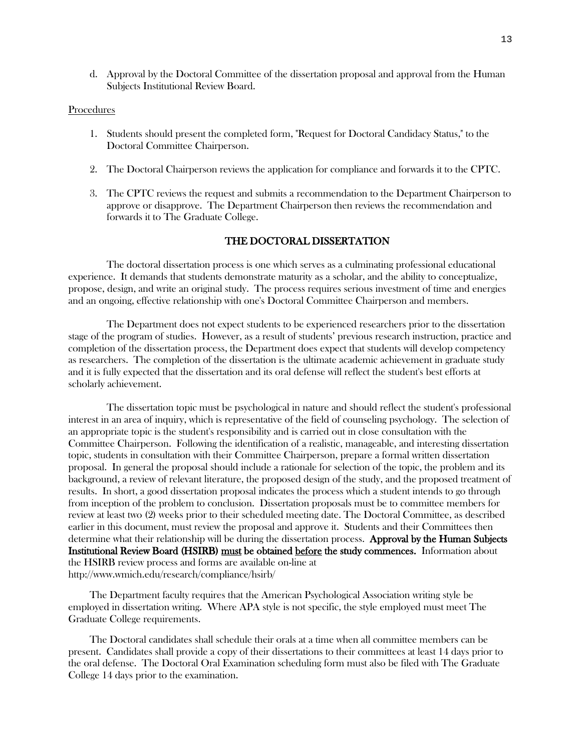d. Approval by the Doctoral Committee of the dissertation proposal and approval from the Human Subjects Institutional Review Board.

Procedures

1. Students should present the completed form, "Request for Doctoral Candidacy Status," to the Doctoral Committee Chairperson.

2. The Doctoral Chairperson reviews the application for compliance and forwards it to the CPTC.

3. The CPTC reviews the request and submits a recommendation to the Department Chairperson to approve or disapprove. The Department Chairperson then reviews the recommendation and forwards it to The Graduate College.

## THE DOCTORAL DISSERTATION

The doctoral dissertation process is one which serves as a culminating professional educational experience. It demands that students demonstrate maturity as a scholar, and the ability to conceptualize, propose, design, and write an original study. The process requires serious investment of time and energies and an ongoing, effective relationship with one's Doctoral Committee Chairperson and members.

The Department does not expect students to be experienced researchers prior to the dissertation stage of the program of studies. However, as a result of students' previous research instruction, practice and completion of the dissertation process, the Department does expect that students will develop competency as researchers. The completion of the dissertation is the ultimate academic achievement in graduate study and it is fully expected that the dissertation and its oral defense will reflect the student's best efforts at scholarly achievement.

The dissertation topic must be psychological in nature and should reflect the student's professional interest in an area of inquiry, which is representative of the field of counseling psychology. The selection of an appropriate topic is the student's responsibility and is carried out in close consultation with the Committee Chairperson. Following the identification of a realistic, manageable, and interesting dissertation topic, students in consultation with their Committee Chairperson, prepare a formal written dissertation proposal. In general the proposal should include a rationale for selection of the topic, the problem and its background, a review of relevant literature, the proposed design of the study, and the proposed treatment of results. In short, a good dissertation proposal indicates the process which a student intends to go through from inception of the problem to conclusion. Dissertation proposals must be to committee members for review at least two (2) weeks prior to their scheduled meeting date. The Doctoral Committee, as described earlier in this document, must review the proposal and approve it. Students and their Committees then determine what their relationship will be during the dissertation process. **Approval by the Human Subjects Institutional Review Board (HSIRB) must be obtained before the study commences.** Information about the HSIRB review process and forms are available on-line at http://www.wmich.edu/research/compliance/hsirb/

The Department faculty requires that the American Psychological Association writing style be employed in dissertation writing. Where APA style is not specific, the style employed must meet The Graduate College requirements.

The Doctoral candidates shall schedule their orals at a time when all committee members can be present. Candidates shall provide a copy of their dissertations to their committees at least 14 days prior to the oral defense. The Doctoral Oral Examination scheduling form must also be filed with The Graduate College 14 days prior to the examination.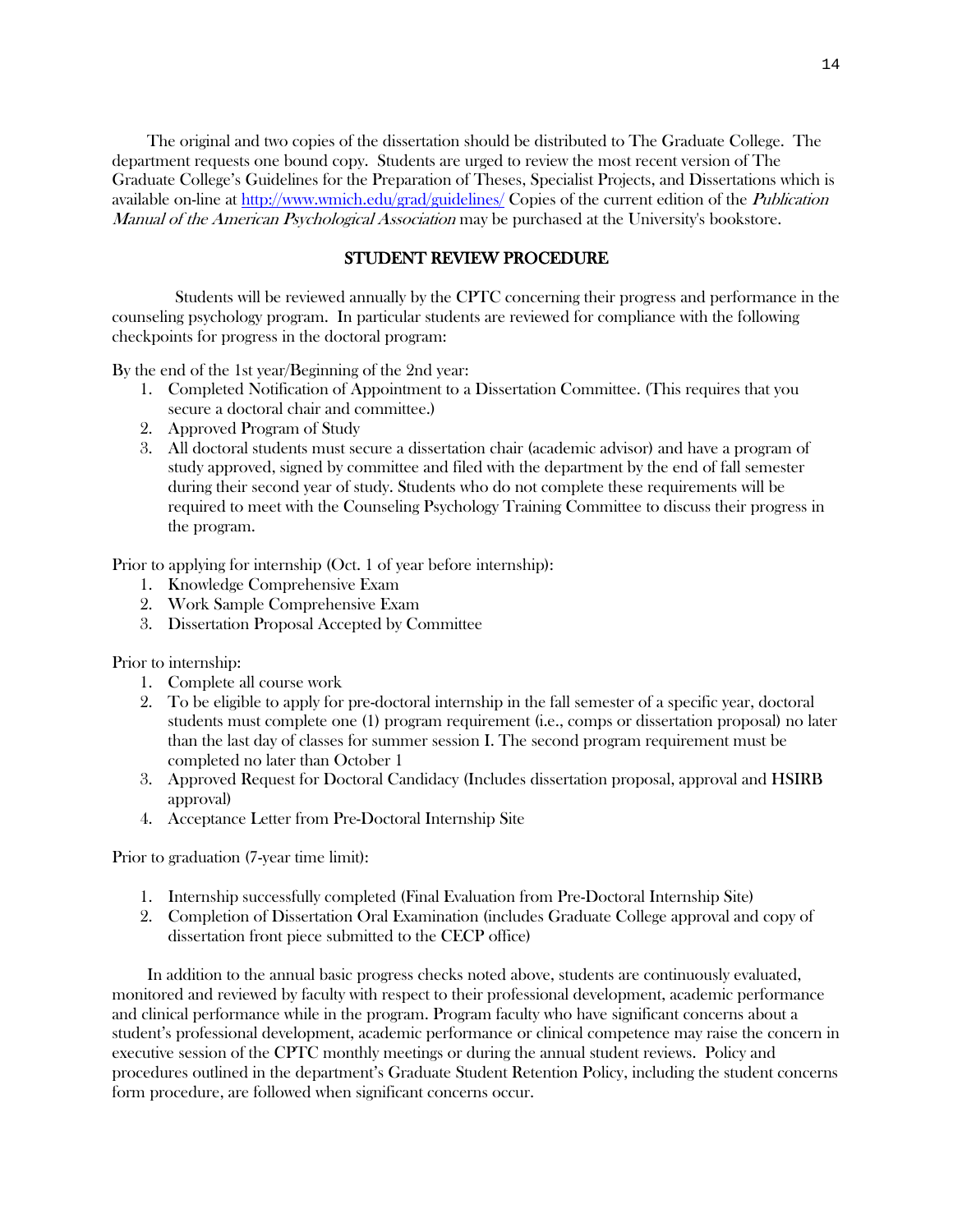The original and two copies of the dissertation should be distributed to The Graduate College. The department requests one bound copy. Students are urged to review the most recent version of The Graduate College's Guidelines for the Preparation of Theses, Specialist Projects, and Dissertations which is available on-line at [http://www.wmich.edu/grad/guidelines/](http://www.wmich.edu/grad/guidelines/) Copies of the current edition of the *Publication Manual of the American Psychological Association* may be purchased at the University's bookstore.

## STUDENT REVIEW PROCEDURE

Students will be reviewed annually by the CPTC concerning their progress and performance in the counseling psychology program. In particular students are reviewed for compliance with the following checkpoints for progress in the doctoral program:

By the end of the 1st year/Beginning of the 2nd year:

1. Completed Notification of Appointment to a Dissertation Committee. (This requires that you secure a doctoral chair and committee.)
2. Approved Program of Study
3. All doctoral students must secure a dissertation chair (academic advisor) and have a program of study approved, signed by committee and filed with the department by the end of fall semester during their second year of study. Students who do not complete these requirements will be required to meet with the Counseling Psychology Training Committee to discuss their progress in the program.

Prior to applying for internship (Oct. 1 of year before internship):

1. Knowledge Comprehensive Exam
2. Work Sample Comprehensive Exam
3. Dissertation Proposal Accepted by Committee

Prior to internship:

1. Complete all course work
2. To be eligible to apply for pre-doctoral internship in the fall semester of a specific year, doctoral students must complete one (1) program requirement (i.e., comps or dissertation proposal) no later than the last day of classes for summer session I. The second program requirement must be completed no later than October 1
3. Approved Request for Doctoral Candidacy (Includes dissertation proposal, approval and HSIRB approval)
4. Acceptance Letter from Pre-Doctoral Internship Site

Prior to graduation (7-year time limit):

1. Internship successfully completed (Final Evaluation from Pre-Doctoral Internship Site)
2. Completion of Dissertation Oral Examination (includes Graduate College approval and copy of dissertation front piece submitted to the CECP office)

In addition to the annual basic progress checks noted above, students are continuously evaluated, monitored and reviewed by faculty with respect to their professional development, academic performance and clinical performance while in the program. Program faculty who have significant concerns about a student's professional development, academic performance or clinical competence may raise the concern in executive session of the CPTC monthly meetings or during the annual student reviews. Policy and procedures outlined in the department's Graduate Student Retention Policy, including the student concerns form procedure, are followed when significant concerns occur.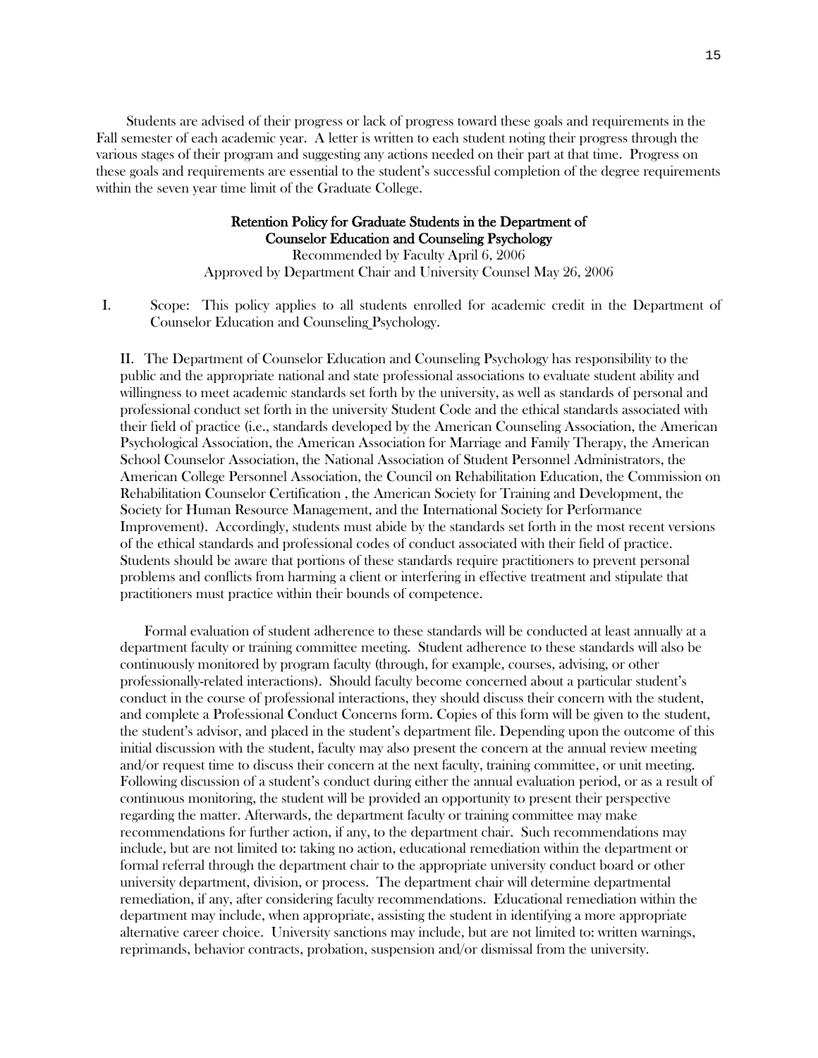Students are advised of their progress or lack of progress toward these goals and requirements in the Fall semester of each academic year. A letter is written to each student noting their progress through the various stages of their program and suggesting any actions needed on their part at that time. Progress on these goals and requirements are essential to the student's successful completion of the degree requirements within the seven year time limit of the Graduate College.

## Retention Policy for Graduate Students in the Department of Counselor Education and Counseling Psychology

Recommended by Faculty April 6, 2006
Approved by Department Chair and University Counsel May 26, 2006

I. Scope: This policy applies to all students enrolled for academic credit in the Department of Counselor Education and Counseling Psychology.

II. The Department of Counselor Education and Counseling Psychology has responsibility to the public and the appropriate national and state professional associations to evaluate student ability and willingness to meet academic standards set forth by the university, as well as standards of personal and professional conduct set forth in the university Student Code and the ethical standards associated with their field of practice (i.e., standards developed by the American Counseling Association, the American Psychological Association, the American Association for Marriage and Family Therapy, the American School Counselor Association, the National Association of Student Personnel Administrators, the American College Personnel Association, the Council on Rehabilitation Education, the Commission on Rehabilitation Counselor Certification , the American Society for Training and Development, the Society for Human Resource Management, and the International Society for Performance Improvement). Accordingly, students must abide by the standards set forth in the most recent versions of the ethical standards and professional codes of conduct associated with their field of practice. Students should be aware that portions of these standards require practitioners to prevent personal problems and conflicts from harming a client or interfering in effective treatment and stipulate that practitioners must practice within their bounds of competence.

Formal evaluation of student adherence to these standards will be conducted at least annually at a department faculty or training committee meeting. Student adherence to these standards will also be continuously monitored by program faculty (through, for example, courses, advising, or other professionally-related interactions). Should faculty become concerned about a particular student's conduct in the course of professional interactions, they should discuss their concern with the student, and complete a Professional Conduct Concerns form. Copies of this form will be given to the student, the student's advisor, and placed in the student's department file. Depending upon the outcome of this initial discussion with the student, faculty may also present the concern at the annual review meeting and/or request time to discuss their concern at the next faculty, training committee, or unit meeting. Following discussion of a student's conduct during either the annual evaluation period, or as a result of continuous monitoring, the student will be provided an opportunity to present their perspective regarding the matter. Afterwards, the department faculty or training committee may make recommendations for further action, if any, to the department chair. Such recommendations may include, but are not limited to: taking no action, educational remediation within the department or formal referral through the department chair to the appropriate university conduct board or other university department, division, or process. The department chair will determine departmental remediation, if any, after considering faculty recommendations. Educational remediation within the department may include, when appropriate, assisting the student in identifying a more appropriate alternative career choice. University sanctions may include, but are not limited to: written warnings, reprimands, behavior contracts, probation, suspension and/or dismissal from the university.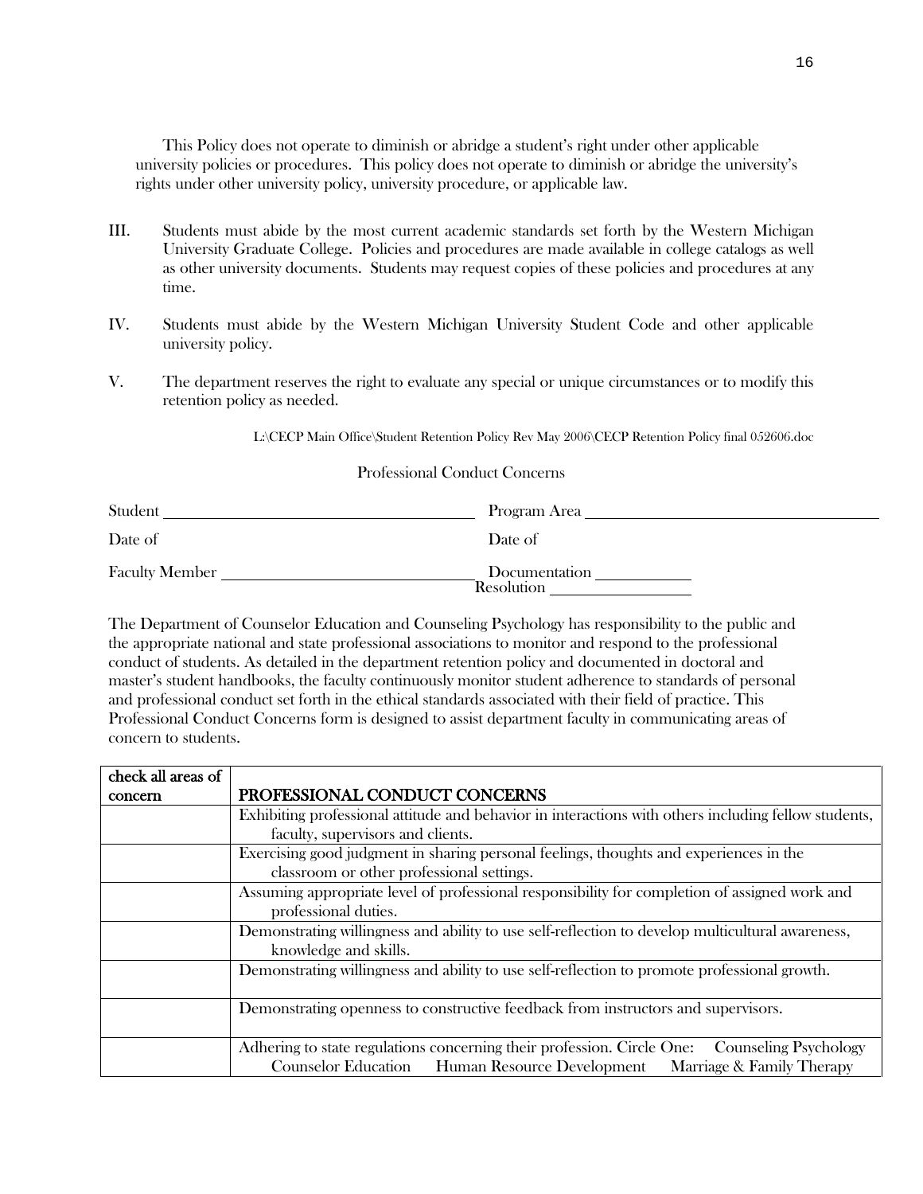This Policy does not operate to diminish or abridge a student's right under other applicable university policies or procedures. This policy does not operate to diminish or abridge the university's rights under other university policy, university procedure, or applicable law.

III. Students must abide by the most current academic standards set forth by the Western Michigan University Graduate College. Policies and procedures are made available in college catalogs as well as other university documents. Students may request copies of these policies and procedures at any time.

IV. Students must abide by the Western Michigan University Student Code and other applicable university policy.

V. The department reserves the right to evaluate any special or unique circumstances or to modify this retention policy as needed.

L:\CECP Main Office\Student Retention Policy Rev May 2006\CECP Retention Policy final 052606.doc

Professional Conduct Concerns

Student ______________________ Program Area ______________________

Date of Date of

Faculty Member ______________________ Documentation ____________

Resolution ____________

The Department of Counselor Education and Counseling Psychology has responsibility to the public and the appropriate national and state professional associations to monitor and respond to the professional conduct of students. As detailed in the department retention policy and documented in doctoral and master's student handbooks, the faculty continuously monitor student adherence to standards of personal and professional conduct set forth in the ethical standards associated with their field of practice. This Professional Conduct Concerns form is designed to assist department faculty in communicating areas of concern to students.

| check all areas of concern | PROFESSIONAL CONDUCT CONCERNS |
|---|---|
| | Exhibiting professional attitude and behavior in interactions with others including fellow students, faculty, supervisors and clients. |
| | Exercising good judgment in sharing personal feelings, thoughts and experiences in the classroom or other professional settings. |
| | Assuming appropriate level of professional responsibility for completion of assigned work and professional duties. |
| | Demonstrating willingness and ability to use self-reflection to develop multicultural awareness, knowledge and skills. |
| | Demonstrating willingness and ability to use self-reflection to promote professional growth. |
| | Demonstrating openness to constructive feedback from instructors and supervisors. |
| | Adhering to state regulations concerning their profession. Circle One: Counseling Psychology Counselor Education Human Resource Development Marriage & Family Therapy |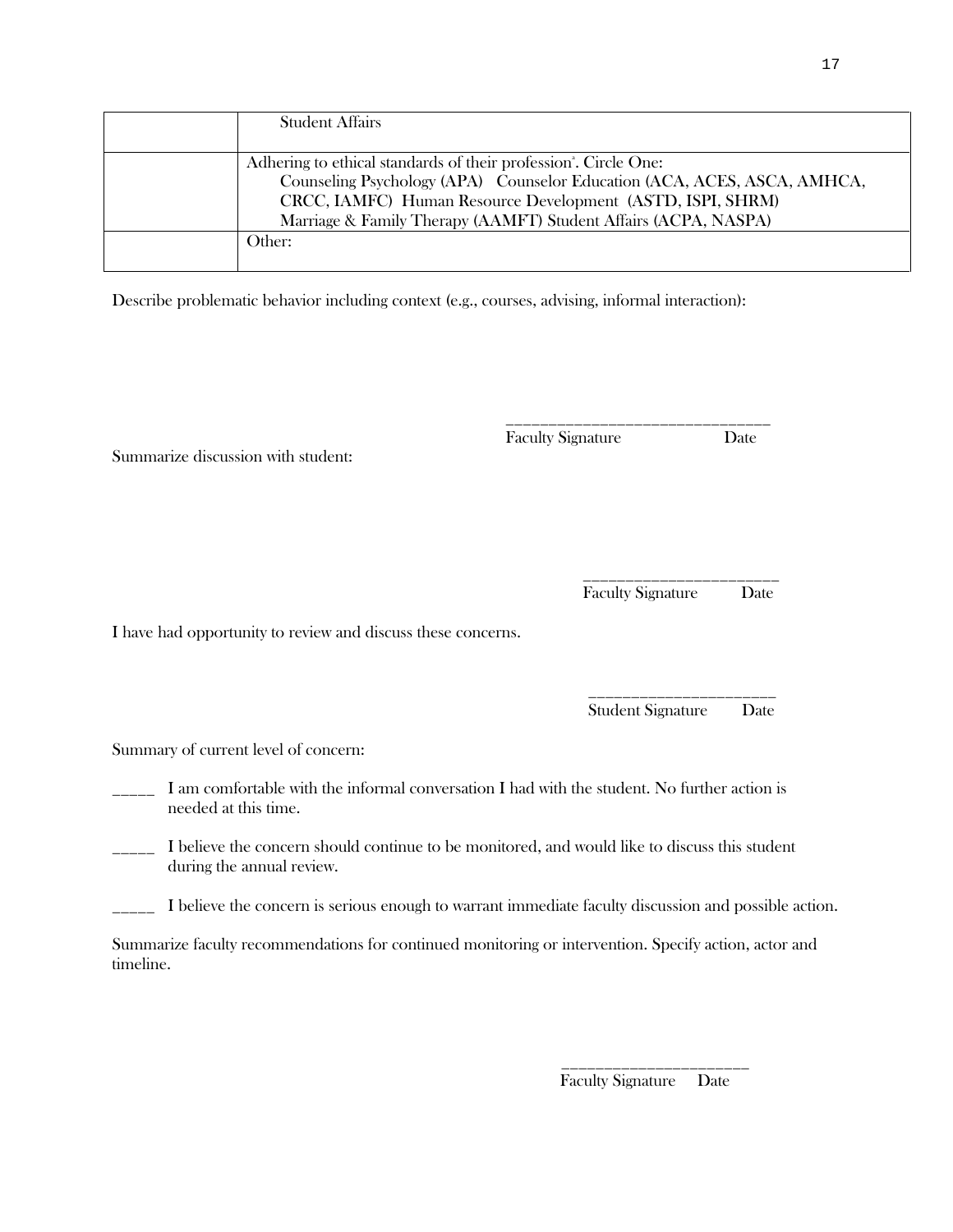| | |
|---|---|
| | Student Affairs |
| | Adhering to ethical standards of their profession[a]. Circle One: Counseling Psychology (APA) Counselor Education (ACA, ACES, ASCA, AMHCA, CRCC, IAMFC) Human Resource Development (ASTD, ISPI, SHRM) Marriage & Family Therapy (AAMFT) Student Affairs (ACPA, NASPA) |
| | Other: |

Describe problematic behavior including context (e.g., courses, advising, informal interaction):

\_\_\_\_\_\_\_\_\_\_\_\_\_\_\_\_\_\_\_\_\_\_\_\_\_\_\_\_\_\_\_\_
Faculty Signature Date

Summarize discussion with student:

\_\_\_\_\_\_\_\_\_\_\_\_\_\_\_\_\_\_\_\_\_\_\_\_
Faculty Signature Date

I have had opportunity to review and discuss these concerns.

\_\_\_\_\_\_\_\_\_\_\_\_\_\_\_\_\_\_\_\_\_\_\_
Student Signature Date

Summary of current level of concern:

\_\_\_\_\_ I am comfortable with the informal conversation I had with the student. No further action is needed at this time.

\_\_\_\_\_ I believe the concern should continue to be monitored, and would like to discuss this student during the annual review.

\_\_\_\_\_ I believe the concern is serious enough to warrant immediate faculty discussion and possible action.

Summarize faculty recommendations for continued monitoring or intervention. Specify action, actor and timeline.

\_\_\_\_\_\_\_\_\_\_\_\_\_\_\_\_\_\_\_\_\_\_\_
Faculty Signature Date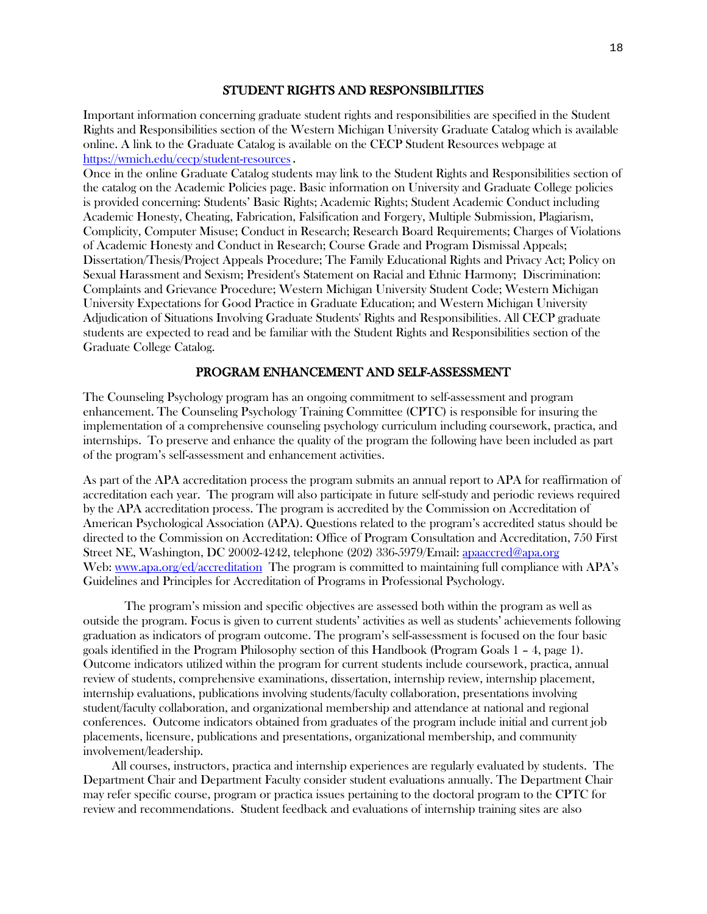## STUDENT RIGHTS AND RESPONSIBILITIES

Important information concerning graduate student rights and responsibilities are specified in the Student Rights and Responsibilities section of the Western Michigan University Graduate Catalog which is available online. A link to the Graduate Catalog is available on the CECP Student Resources webpage at https://wmich.edu/cecp/student-resources.

Once in the online Graduate Catalog students may link to the Student Rights and Responsibilities section of the catalog on the Academic Policies page. Basic information on University and Graduate College policies is provided concerning: Students' Basic Rights; Academic Rights; Student Academic Conduct including Academic Honesty, Cheating, Fabrication, Falsification and Forgery, Multiple Submission, Plagiarism, Complicity, Computer Misuse; Conduct in Research; Research Board Requirements; Charges of Violations of Academic Honesty and Conduct in Research; Course Grade and Program Dismissal Appeals; Dissertation/Thesis/Project Appeals Procedure; The Family Educational Rights and Privacy Act; Policy on Sexual Harassment and Sexism; President's Statement on Racial and Ethnic Harmony; Discrimination: Complaints and Grievance Procedure; Western Michigan University Student Code; Western Michigan University Expectations for Good Practice in Graduate Education; and Western Michigan University Adjudication of Situations Involving Graduate Students' Rights and Responsibilities. All CECP graduate students are expected to read and be familiar with the Student Rights and Responsibilities section of the Graduate College Catalog.

## PROGRAM ENHANCEMENT AND SELF-ASSESSMENT

The Counseling Psychology program has an ongoing commitment to self-assessment and program enhancement. The Counseling Psychology Training Committee (CPTC) is responsible for insuring the implementation of a comprehensive counseling psychology curriculum including coursework, practica, and internships. To preserve and enhance the quality of the program the following have been included as part of the program's self-assessment and enhancement activities.

As part of the APA accreditation process the program submits an annual report to APA for reaffirmation of accreditation each year. The program will also participate in future self-study and periodic reviews required by the APA accreditation process. The program is accredited by the Commission on Accreditation of American Psychological Association (APA). Questions related to the program's accredited status should be directed to the Commission on Accreditation: Office of Program Consultation and Accreditation, 750 First Street NE, Washington, DC 20002-4242, telephone (202) 336-5979/Email: apaaccred@apa.org Web: www.apa.org/ed/accreditation The program is committed to maintaining full compliance with APA's Guidelines and Principles for Accreditation of Programs in Professional Psychology.

The program's mission and specific objectives are assessed both within the program as well as outside the program. Focus is given to current students' activities as well as students' achievements following graduation as indicators of program outcome. The program's self-assessment is focused on the four basic goals identified in the Program Philosophy section of this Handbook (Program Goals 1 – 4, page 1). Outcome indicators utilized within the program for current students include coursework, practica, annual review of students, comprehensive examinations, dissertation, internship review, internship placement, internship evaluations, publications involving students/faculty collaboration, presentations involving student/faculty collaboration, and organizational membership and attendance at national and regional conferences. Outcome indicators obtained from graduates of the program include initial and current job placements, licensure, publications and presentations, organizational membership, and community involvement/leadership.

All courses, instructors, practica and internship experiences are regularly evaluated by students. The Department Chair and Department Faculty consider student evaluations annually. The Department Chair may refer specific course, program or practica issues pertaining to the doctoral program to the CPTC for review and recommendations. Student feedback and evaluations of internship training sites are also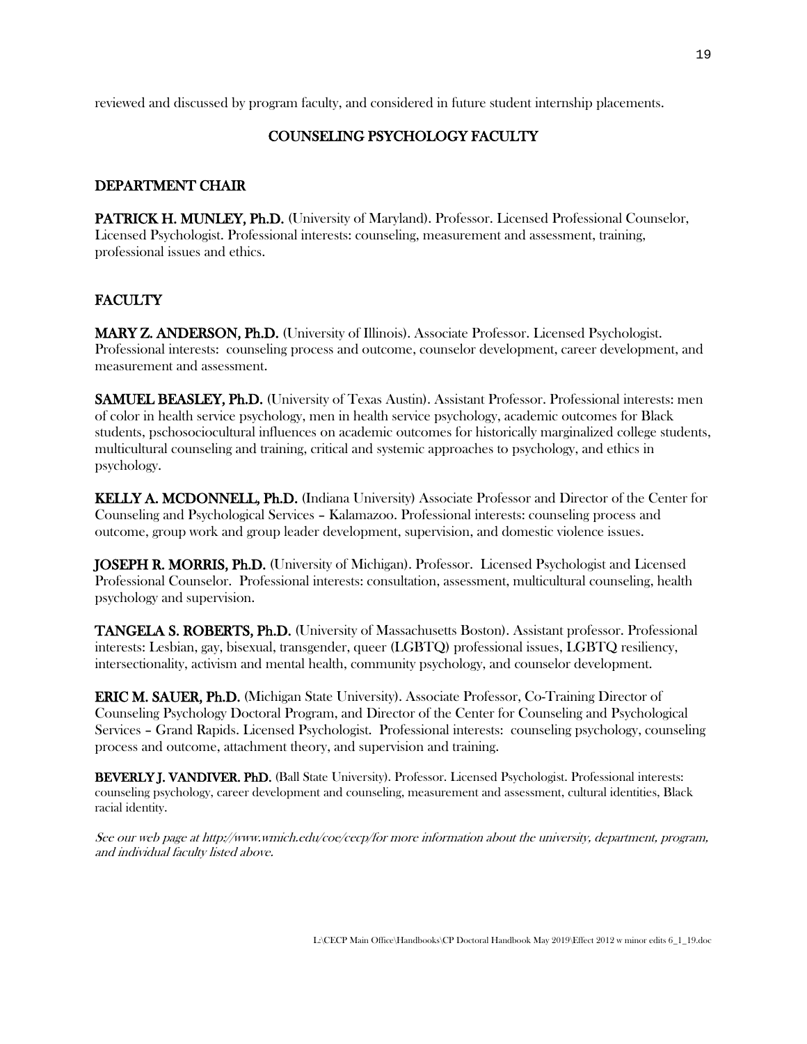reviewed and discussed by program faculty, and considered in future student internship placements.

## COUNSELING PSYCHOLOGY FACULTY

### DEPARTMENT CHAIR

**PATRICK H. MUNLEY, Ph.D.** (University of Maryland). Professor. Licensed Professional Counselor, Licensed Psychologist. Professional interests: counseling, measurement and assessment, training, professional issues and ethics.

### FACULTY

**MARY Z. ANDERSON, Ph.D.** (University of Illinois). Associate Professor. Licensed Psychologist. Professional interests: counseling process and outcome, counselor development, career development, and measurement and assessment.

**SAMUEL BEASLEY, Ph.D.** (University of Texas Austin). Assistant Professor. Professional interests: men of color in health service psychology, men in health service psychology, academic outcomes for Black students, pschosociocultural influences on academic outcomes for historically marginalized college students, multicultural counseling and training, critical and systemic approaches to psychology, and ethics in psychology.

**KELLY A. MCDONNELL, Ph.D.** (Indiana University) Associate Professor and Director of the Center for Counseling and Psychological Services – Kalamazoo. Professional interests: counseling process and outcome, group work and group leader development, supervision, and domestic violence issues.

**JOSEPH R. MORRIS, Ph.D.** (University of Michigan). Professor. Licensed Psychologist and Licensed Professional Counselor. Professional interests: consultation, assessment, multicultural counseling, health psychology and supervision.

**TANGELA S. ROBERTS, Ph.D.** (University of Massachusetts Boston). Assistant professor. Professional interests: Lesbian, gay, bisexual, transgender, queer (LGBTQ) professional issues, LGBTQ resiliency, intersectionality, activism and mental health, community psychology, and counselor development.

**ERIC M. SAUER, Ph.D.** (Michigan State University). Associate Professor, Co-Training Director of Counseling Psychology Doctoral Program, and Director of the Center for Counseling and Psychological Services – Grand Rapids. Licensed Psychologist. Professional interests: counseling psychology, counseling process and outcome, attachment theory, and supervision and training.

**BEVERLY J. VANDIVER. PhD.** (Ball State University). Professor. Licensed Psychologist. Professional interests: counseling psychology, career development and counseling, measurement and assessment, cultural identities, Black racial identity.

*See our web page at http://www.wmich.edu/coe/cecp/for more information about the university, department, program, and individual faculty listed above.*